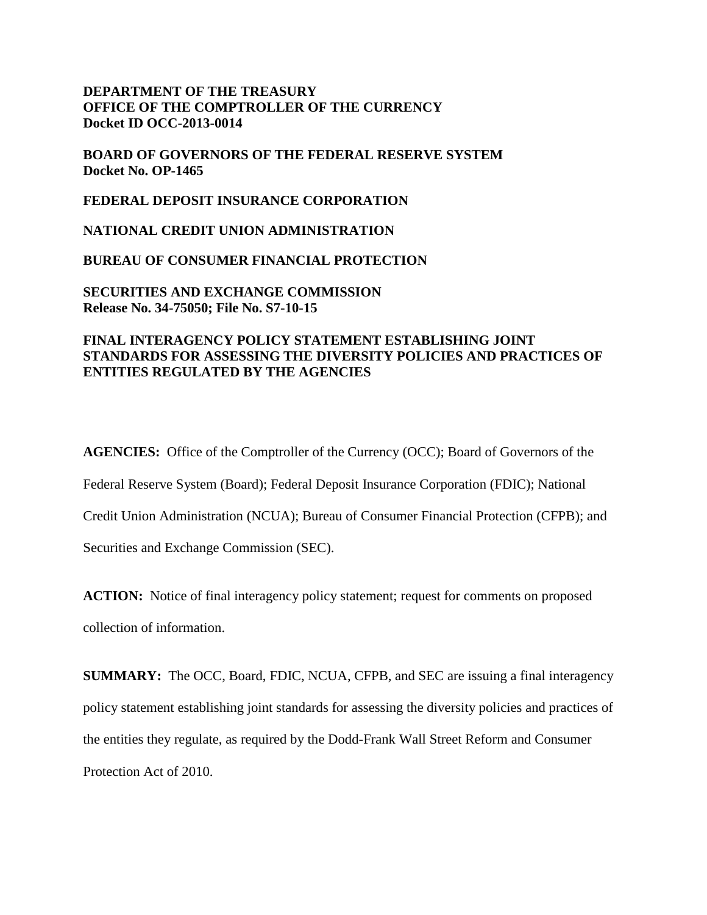**DEPARTMENT OF THE TREASURY**
**OFFICE OF THE COMPTROLLER OF THE CURRENCY**
**Docket ID OCC-2013-0014**

**BOARD OF GOVERNORS OF THE FEDERAL RESERVE SYSTEM**
**Docket No. OP-1465**

**FEDERAL DEPOSIT INSURANCE CORPORATION**

**NATIONAL CREDIT UNION ADMINISTRATION**

**BUREAU OF CONSUMER FINANCIAL PROTECTION**

**SECURITIES AND EXCHANGE COMMISSION**
**Release No. 34-75050; File No. S7-10-15**

**FINAL INTERAGENCY POLICY STATEMENT ESTABLISHING JOINT STANDARDS FOR ASSESSING THE DIVERSITY POLICIES AND PRACTICES OF ENTITIES REGULATED BY THE AGENCIES**

**AGENCIES:** Office of the Comptroller of the Currency (OCC); Board of Governors of the Federal Reserve System (Board); Federal Deposit Insurance Corporation (FDIC); National Credit Union Administration (NCUA); Bureau of Consumer Financial Protection (CFPB); and Securities and Exchange Commission (SEC).

**ACTION:** Notice of final interagency policy statement; request for comments on proposed collection of information.

**SUMMARY:** The OCC, Board, FDIC, NCUA, CFPB, and SEC are issuing a final interagency policy statement establishing joint standards for assessing the diversity policies and practices of the entities they regulate, as required by the Dodd-Frank Wall Street Reform and Consumer Protection Act of 2010.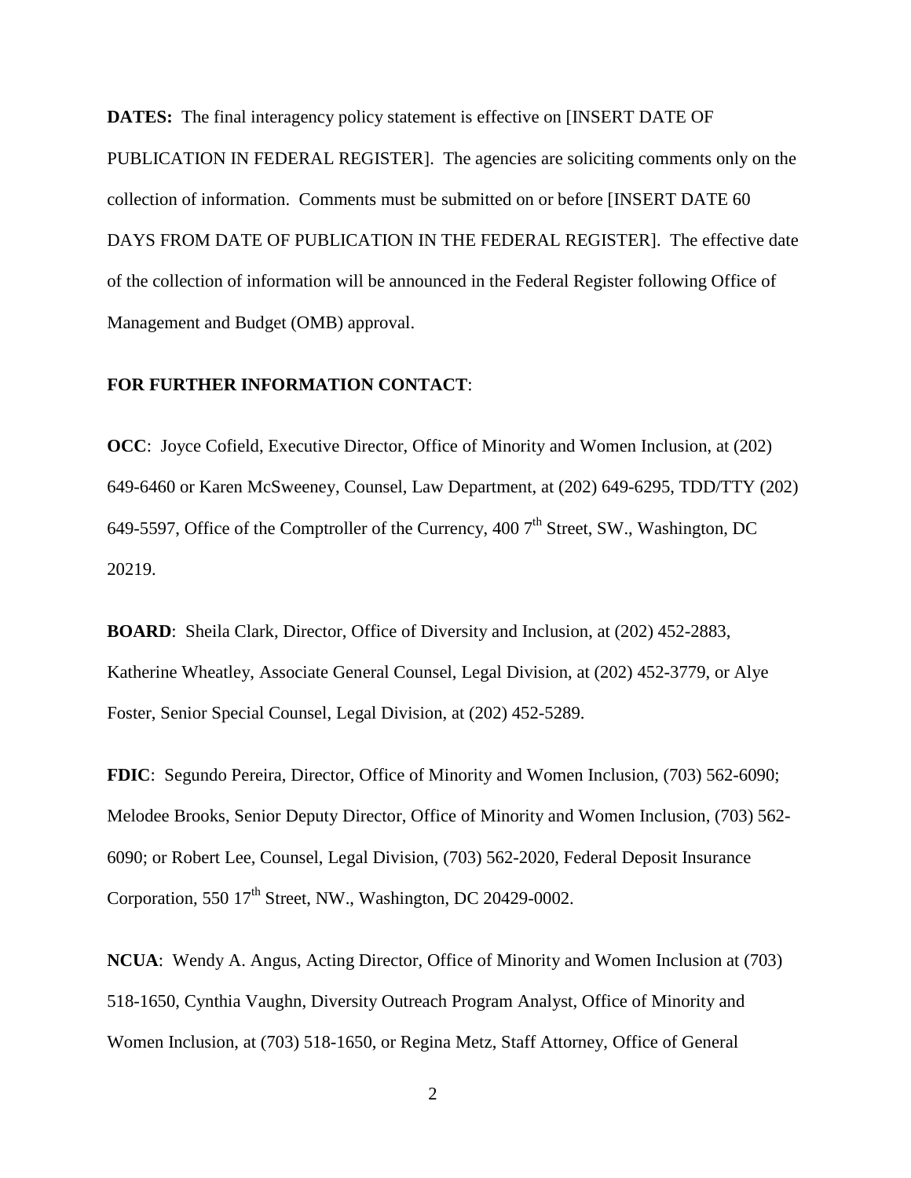**DATES:** The final interagency policy statement is effective on [INSERT DATE OF PUBLICATION IN FEDERAL REGISTER]. The agencies are soliciting comments only on the collection of information. Comments must be submitted on or before [INSERT DATE 60 DAYS FROM DATE OF PUBLICATION IN THE FEDERAL REGISTER]. The effective date of the collection of information will be announced in the Federal Register following Office of Management and Budget (OMB) approval.

**FOR FURTHER INFORMATION CONTACT**:

**OCC**: Joyce Cofield, Executive Director, Office of Minority and Women Inclusion, at (202) 649-6460 or Karen McSweeney, Counsel, Law Department, at (202) 649-6295, TDD/TTY (202) 649-5597, Office of the Comptroller of the Currency, 400 7th Street, SW., Washington, DC 20219.

**BOARD**: Sheila Clark, Director, Office of Diversity and Inclusion, at (202) 452-2883, Katherine Wheatley, Associate General Counsel, Legal Division, at (202) 452-3779, or Alye Foster, Senior Special Counsel, Legal Division, at (202) 452-5289.

**FDIC**: Segundo Pereira, Director, Office of Minority and Women Inclusion, (703) 562-6090; Melodee Brooks, Senior Deputy Director, Office of Minority and Women Inclusion, (703) 562-6090; or Robert Lee, Counsel, Legal Division, (703) 562-2020, Federal Deposit Insurance Corporation, 550 17th Street, NW., Washington, DC 20429-0002.

**NCUA**: Wendy A. Angus, Acting Director, Office of Minority and Women Inclusion at (703) 518-1650, Cynthia Vaughn, Diversity Outreach Program Analyst, Office of Minority and Women Inclusion, at (703) 518-1650, or Regina Metz, Staff Attorney, Office of General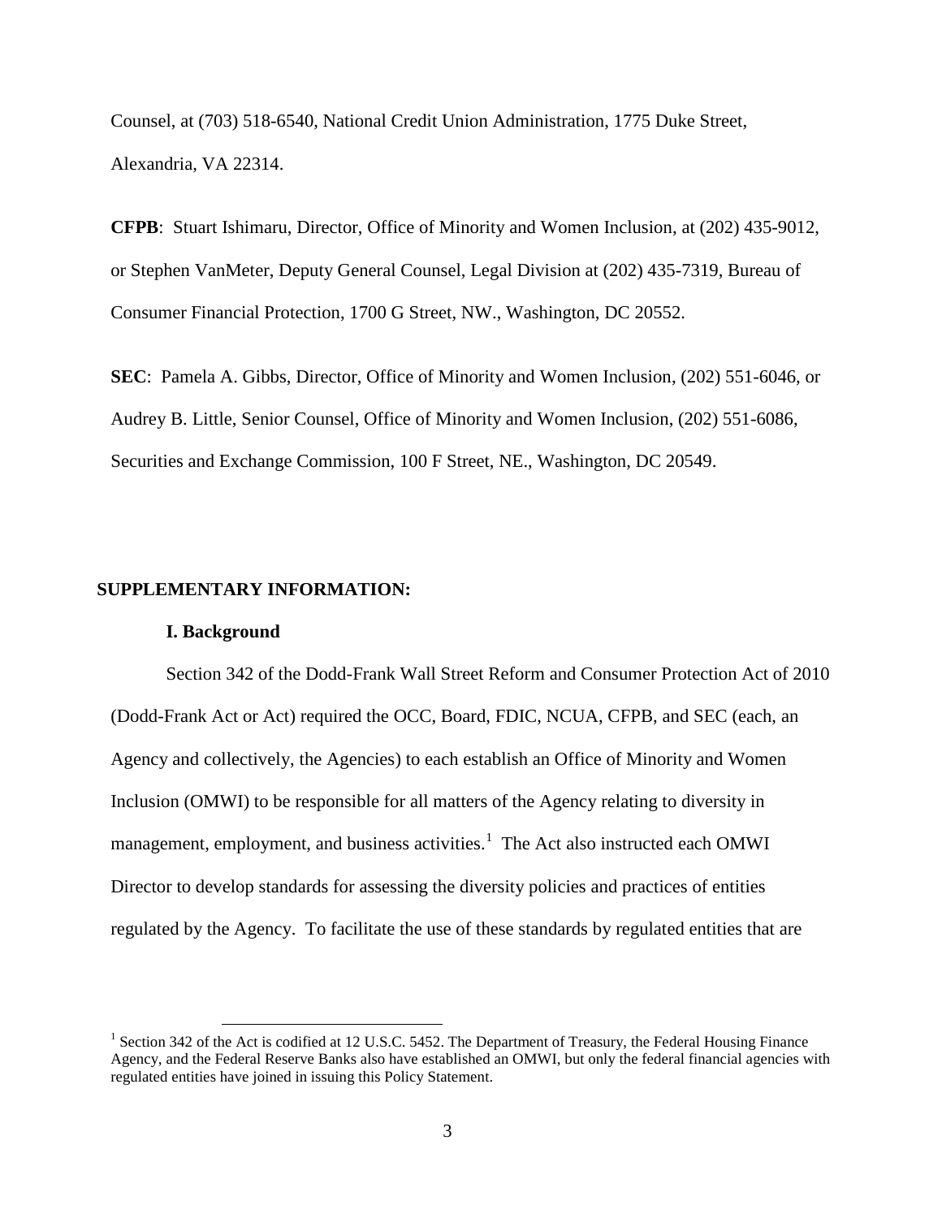Counsel, at (703) 518-6540, National Credit Union Administration, 1775 Duke Street, Alexandria, VA 22314.

**CFPB**: Stuart Ishimaru, Director, Office of Minority and Women Inclusion, at (202) 435-9012, or Stephen VanMeter, Deputy General Counsel, Legal Division at (202) 435-7319, Bureau of Consumer Financial Protection, 1700 G Street, NW., Washington, DC 20552.

**SEC**: Pamela A. Gibbs, Director, Office of Minority and Women Inclusion, (202) 551-6046, or Audrey B. Little, Senior Counsel, Office of Minority and Women Inclusion, (202) 551-6086, Securities and Exchange Commission, 100 F Street, NE., Washington, DC 20549.

## SUPPLEMENTARY INFORMATION:

### I. Background

Section 342 of the Dodd-Frank Wall Street Reform and Consumer Protection Act of 2010 (Dodd-Frank Act or Act) required the OCC, Board, FDIC, NCUA, CFPB, and SEC (each, an Agency and collectively, the Agencies) to each establish an Office of Minority and Women Inclusion (OMWI) to be responsible for all matters of the Agency relating to diversity in management, employment, and business activities.[1] The Act also instructed each OMWI Director to develop standards for assessing the diversity policies and practices of entities regulated by the Agency. To facilitate the use of these standards by regulated entities that are

[1] Section 342 of the Act is codified at 12 U.S.C. 5452. The Department of Treasury, the Federal Housing Finance Agency, and the Federal Reserve Banks also have established an OMWI, but only the federal financial agencies with regulated entities have joined in issuing this Policy Statement.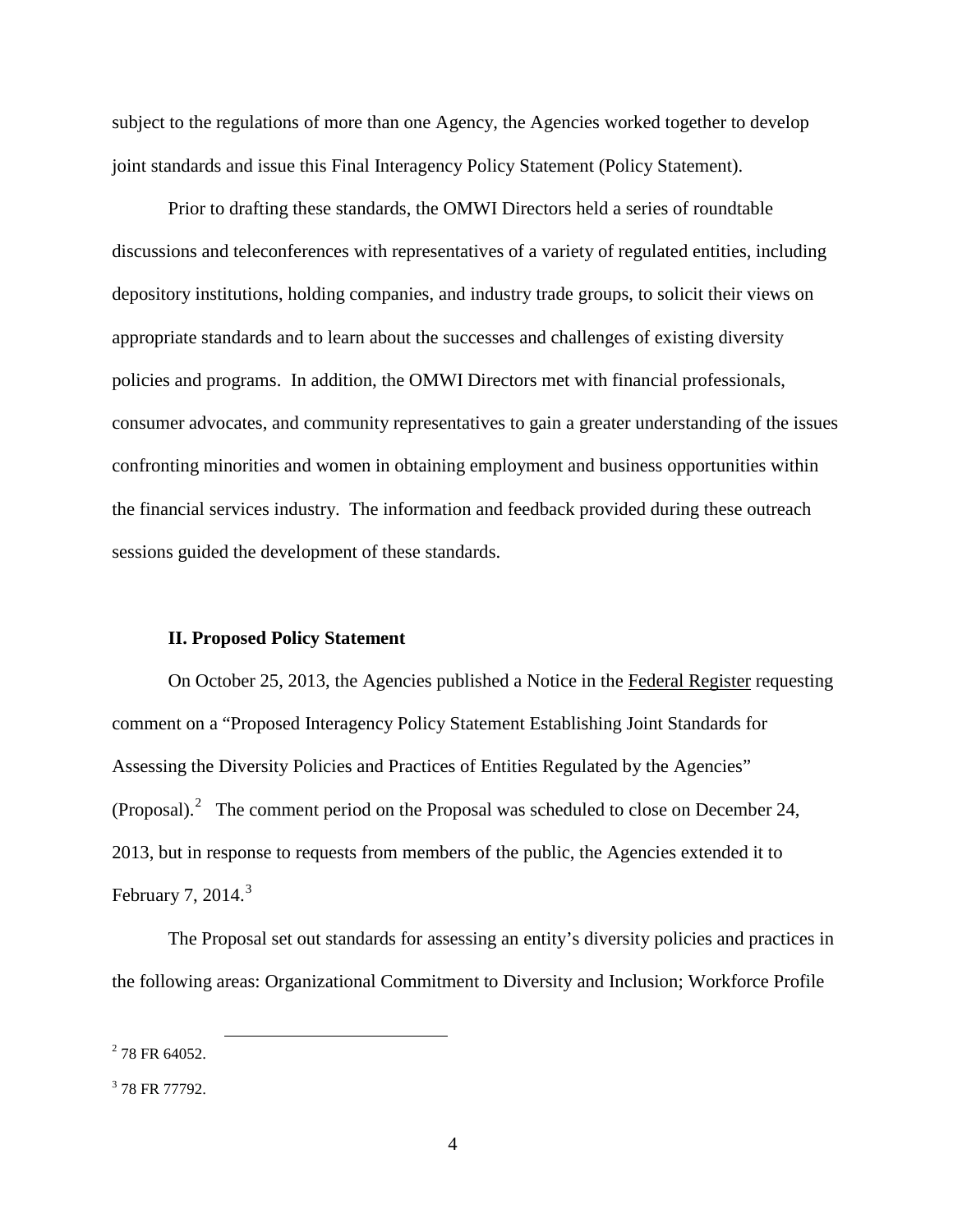subject to the regulations of more than one Agency, the Agencies worked together to develop joint standards and issue this Final Interagency Policy Statement (Policy Statement).

Prior to drafting these standards, the OMWI Directors held a series of roundtable discussions and teleconferences with representatives of a variety of regulated entities, including depository institutions, holding companies, and industry trade groups, to solicit their views on appropriate standards and to learn about the successes and challenges of existing diversity policies and programs. In addition, the OMWI Directors met with financial professionals, consumer advocates, and community representatives to gain a greater understanding of the issues confronting minorities and women in obtaining employment and business opportunities within the financial services industry. The information and feedback provided during these outreach sessions guided the development of these standards.

**II. Proposed Policy Statement**

On October 25, 2013, the Agencies published a Notice in the Federal Register requesting comment on a "Proposed Interagency Policy Statement Establishing Joint Standards for Assessing the Diversity Policies and Practices of Entities Regulated by the Agencies" (Proposal).[2] The comment period on the Proposal was scheduled to close on December 24, 2013, but in response to requests from members of the public, the Agencies extended it to February 7, 2014.[3]

The Proposal set out standards for assessing an entity's diversity policies and practices in the following areas: Organizational Commitment to Diversity and Inclusion; Workforce Profile

---

[2] 78 FR 64052.

[3] 78 FR 77792.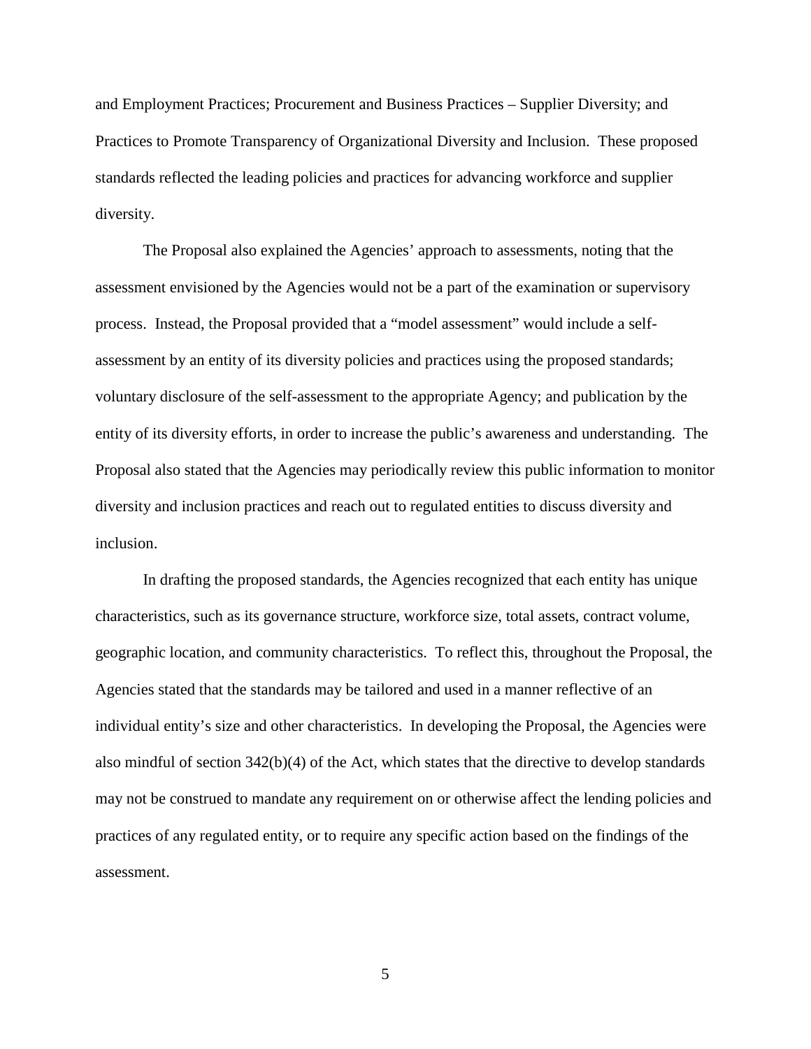and Employment Practices; Procurement and Business Practices – Supplier Diversity; and Practices to Promote Transparency of Organizational Diversity and Inclusion. These proposed standards reflected the leading policies and practices for advancing workforce and supplier diversity.

The Proposal also explained the Agencies' approach to assessments, noting that the assessment envisioned by the Agencies would not be a part of the examination or supervisory process. Instead, the Proposal provided that a "model assessment" would include a self-assessment by an entity of its diversity policies and practices using the proposed standards; voluntary disclosure of the self-assessment to the appropriate Agency; and publication by the entity of its diversity efforts, in order to increase the public's awareness and understanding. The Proposal also stated that the Agencies may periodically review this public information to monitor diversity and inclusion practices and reach out to regulated entities to discuss diversity and inclusion.

In drafting the proposed standards, the Agencies recognized that each entity has unique characteristics, such as its governance structure, workforce size, total assets, contract volume, geographic location, and community characteristics. To reflect this, throughout the Proposal, the Agencies stated that the standards may be tailored and used in a manner reflective of an individual entity's size and other characteristics. In developing the Proposal, the Agencies were also mindful of section 342(b)(4) of the Act, which states that the directive to develop standards may not be construed to mandate any requirement on or otherwise affect the lending policies and practices of any regulated entity, or to require any specific action based on the findings of the assessment.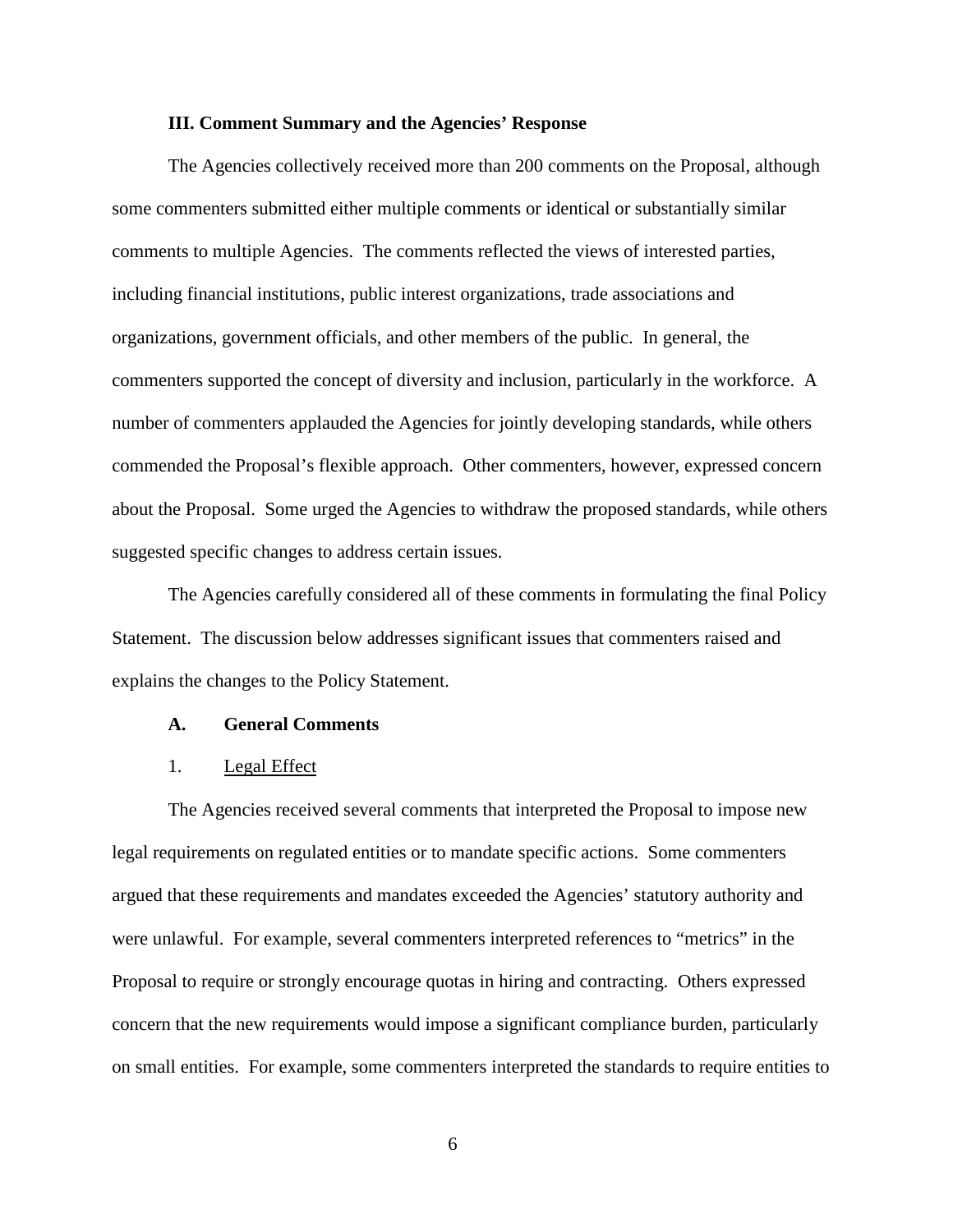### III. Comment Summary and the Agencies' Response

The Agencies collectively received more than 200 comments on the Proposal, although some commenters submitted either multiple comments or identical or substantially similar comments to multiple Agencies. The comments reflected the views of interested parties, including financial institutions, public interest organizations, trade associations and organizations, government officials, and other members of the public. In general, the commenters supported the concept of diversity and inclusion, particularly in the workforce. A number of commenters applauded the Agencies for jointly developing standards, while others commended the Proposal's flexible approach. Other commenters, however, expressed concern about the Proposal. Some urged the Agencies to withdraw the proposed standards, while others suggested specific changes to address certain issues.

The Agencies carefully considered all of these comments in formulating the final Policy Statement. The discussion below addresses significant issues that commenters raised and explains the changes to the Policy Statement.

#### A. General Comments

1. Legal Effect

The Agencies received several comments that interpreted the Proposal to impose new legal requirements on regulated entities or to mandate specific actions. Some commenters argued that these requirements and mandates exceeded the Agencies' statutory authority and were unlawful. For example, several commenters interpreted references to "metrics" in the Proposal to require or strongly encourage quotas in hiring and contracting. Others expressed concern that the new requirements would impose a significant compliance burden, particularly on small entities. For example, some commenters interpreted the standards to require entities to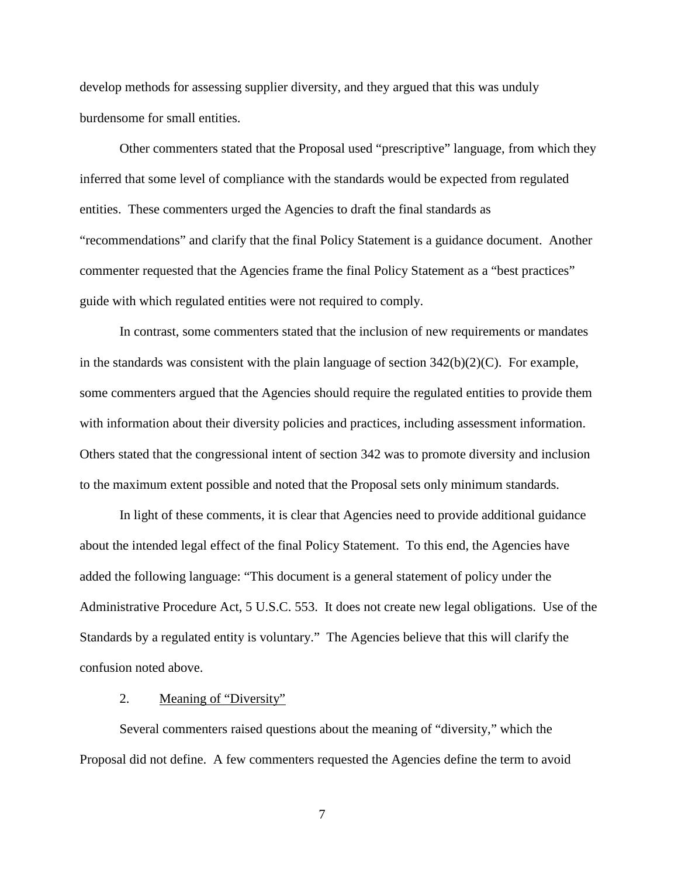develop methods for assessing supplier diversity, and they argued that this was unduly burdensome for small entities.

Other commenters stated that the Proposal used "prescriptive" language, from which they inferred that some level of compliance with the standards would be expected from regulated entities. These commenters urged the Agencies to draft the final standards as "recommendations" and clarify that the final Policy Statement is a guidance document. Another commenter requested that the Agencies frame the final Policy Statement as a "best practices" guide with which regulated entities were not required to comply.

In contrast, some commenters stated that the inclusion of new requirements or mandates in the standards was consistent with the plain language of section 342(b)(2)(C). For example, some commenters argued that the Agencies should require the regulated entities to provide them with information about their diversity policies and practices, including assessment information. Others stated that the congressional intent of section 342 was to promote diversity and inclusion to the maximum extent possible and noted that the Proposal sets only minimum standards.

In light of these comments, it is clear that Agencies need to provide additional guidance about the intended legal effect of the final Policy Statement. To this end, the Agencies have added the following language: "This document is a general statement of policy under the Administrative Procedure Act, 5 U.S.C. 553. It does not create new legal obligations. Use of the Standards by a regulated entity is voluntary." The Agencies believe that this will clarify the confusion noted above.

2. Meaning of "Diversity"

Several commenters raised questions about the meaning of "diversity," which the Proposal did not define. A few commenters requested the Agencies define the term to avoid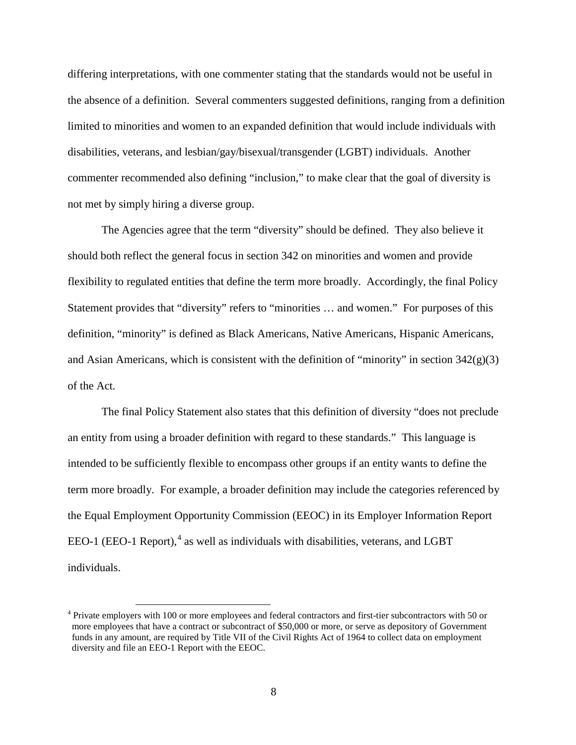differing interpretations, with one commenter stating that the standards would not be useful in the absence of a definition. Several commenters suggested definitions, ranging from a definition limited to minorities and women to an expanded definition that would include individuals with disabilities, veterans, and lesbian/gay/bisexual/transgender (LGBT) individuals. Another commenter recommended also defining "inclusion," to make clear that the goal of diversity is not met by simply hiring a diverse group.

The Agencies agree that the term "diversity" should be defined. They also believe it should both reflect the general focus in section 342 on minorities and women and provide flexibility to regulated entities that define the term more broadly. Accordingly, the final Policy Statement provides that "diversity" refers to "minorities … and women." For purposes of this definition, "minority" is defined as Black Americans, Native Americans, Hispanic Americans, and Asian Americans, which is consistent with the definition of "minority" in section 342(g)(3) of the Act.

The final Policy Statement also states that this definition of diversity "does not preclude an entity from using a broader definition with regard to these standards." This language is intended to be sufficiently flexible to encompass other groups if an entity wants to define the term more broadly. For example, a broader definition may include the categories referenced by the Equal Employment Opportunity Commission (EEOC) in its Employer Information Report EEO-1 (EEO-1 Report),[4] as well as individuals with disabilities, veterans, and LGBT individuals.

[4] Private employers with 100 or more employees and federal contractors and first-tier subcontractors with 50 or more employees that have a contract or subcontract of $50,000 or more, or serve as depository of Government funds in any amount, are required by Title VII of the Civil Rights Act of 1964 to collect data on employment diversity and file an EEO-1 Report with the EEOC.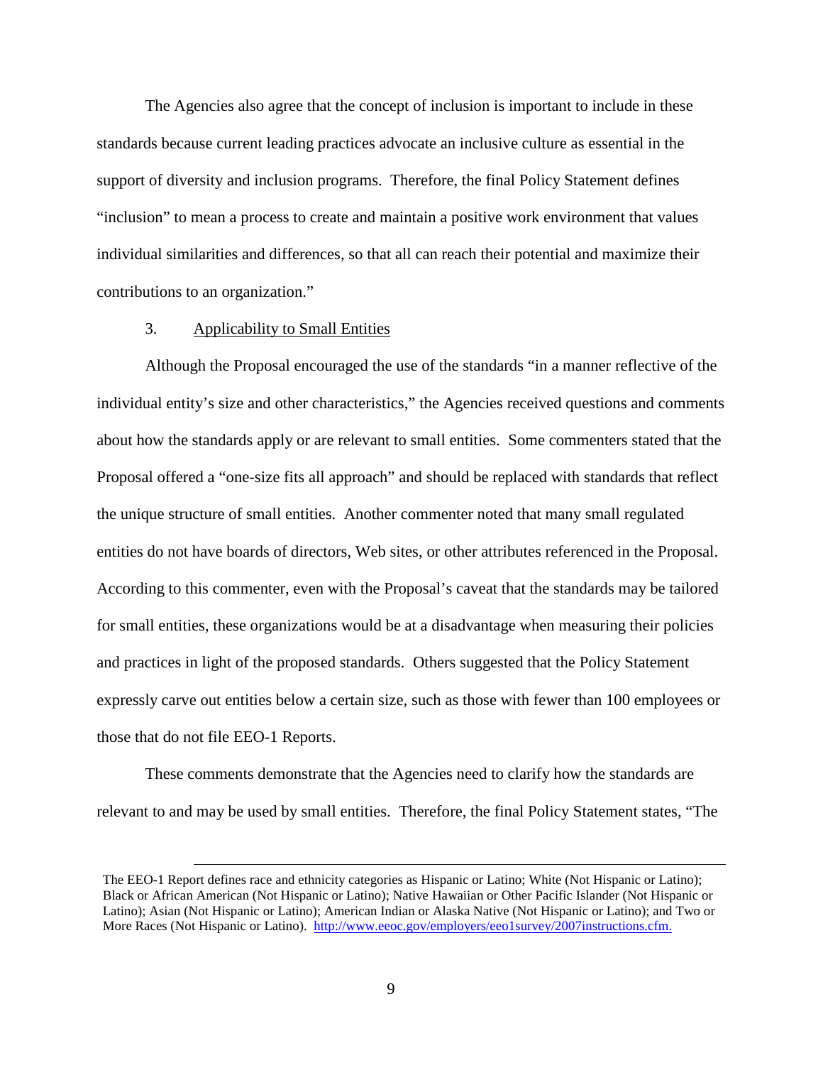The Agencies also agree that the concept of inclusion is important to include in these standards because current leading practices advocate an inclusive culture as essential in the support of diversity and inclusion programs. Therefore, the final Policy Statement defines "inclusion" to mean a process to create and maintain a positive work environment that values individual similarities and differences, so that all can reach their potential and maximize their contributions to an organization."

3. Applicability to Small Entities

Although the Proposal encouraged the use of the standards "in a manner reflective of the individual entity's size and other characteristics," the Agencies received questions and comments about how the standards apply or are relevant to small entities. Some commenters stated that the Proposal offered a "one-size fits all approach" and should be replaced with standards that reflect the unique structure of small entities. Another commenter noted that many small regulated entities do not have boards of directors, Web sites, or other attributes referenced in the Proposal. According to this commenter, even with the Proposal's caveat that the standards may be tailored for small entities, these organizations would be at a disadvantage when measuring their policies and practices in light of the proposed standards. Others suggested that the Policy Statement expressly carve out entities below a certain size, such as those with fewer than 100 employees or those that do not file EEO-1 Reports.

These comments demonstrate that the Agencies need to clarify how the standards are relevant to and may be used by small entities. Therefore, the final Policy Statement states, "The

---

The EEO-1 Report defines race and ethnicity categories as Hispanic or Latino; White (Not Hispanic or Latino); Black or African American (Not Hispanic or Latino); Native Hawaiian or Other Pacific Islander (Not Hispanic or Latino); Asian (Not Hispanic or Latino); American Indian or Alaska Native (Not Hispanic or Latino); and Two or More Races (Not Hispanic or Latino). http://www.eeoc.gov/employers/eeo1survey/2007instructions.cfm.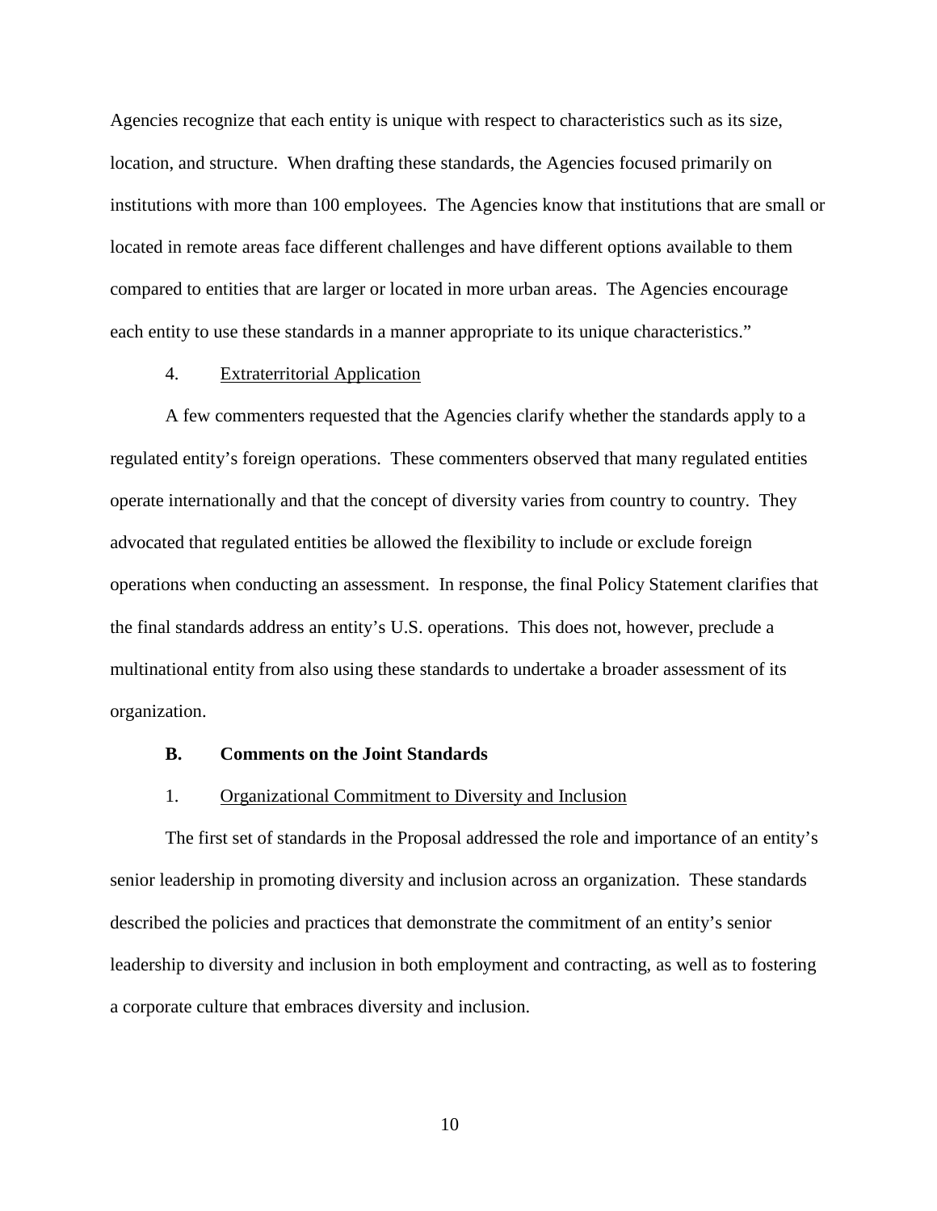Agencies recognize that each entity is unique with respect to characteristics such as its size, location, and structure. When drafting these standards, the Agencies focused primarily on institutions with more than 100 employees. The Agencies know that institutions that are small or located in remote areas face different challenges and have different options available to them compared to entities that are larger or located in more urban areas. The Agencies encourage each entity to use these standards in a manner appropriate to its unique characteristics."

4. Extraterritorial Application

A few commenters requested that the Agencies clarify whether the standards apply to a regulated entity's foreign operations. These commenters observed that many regulated entities operate internationally and that the concept of diversity varies from country to country. They advocated that regulated entities be allowed the flexibility to include or exclude foreign operations when conducting an assessment. In response, the final Policy Statement clarifies that the final standards address an entity's U.S. operations. This does not, however, preclude a multinational entity from also using these standards to undertake a broader assessment of its organization.

**B. Comments on the Joint Standards**

1. Organizational Commitment to Diversity and Inclusion

The first set of standards in the Proposal addressed the role and importance of an entity's senior leadership in promoting diversity and inclusion across an organization. These standards described the policies and practices that demonstrate the commitment of an entity's senior leadership to diversity and inclusion in both employment and contracting, as well as to fostering a corporate culture that embraces diversity and inclusion.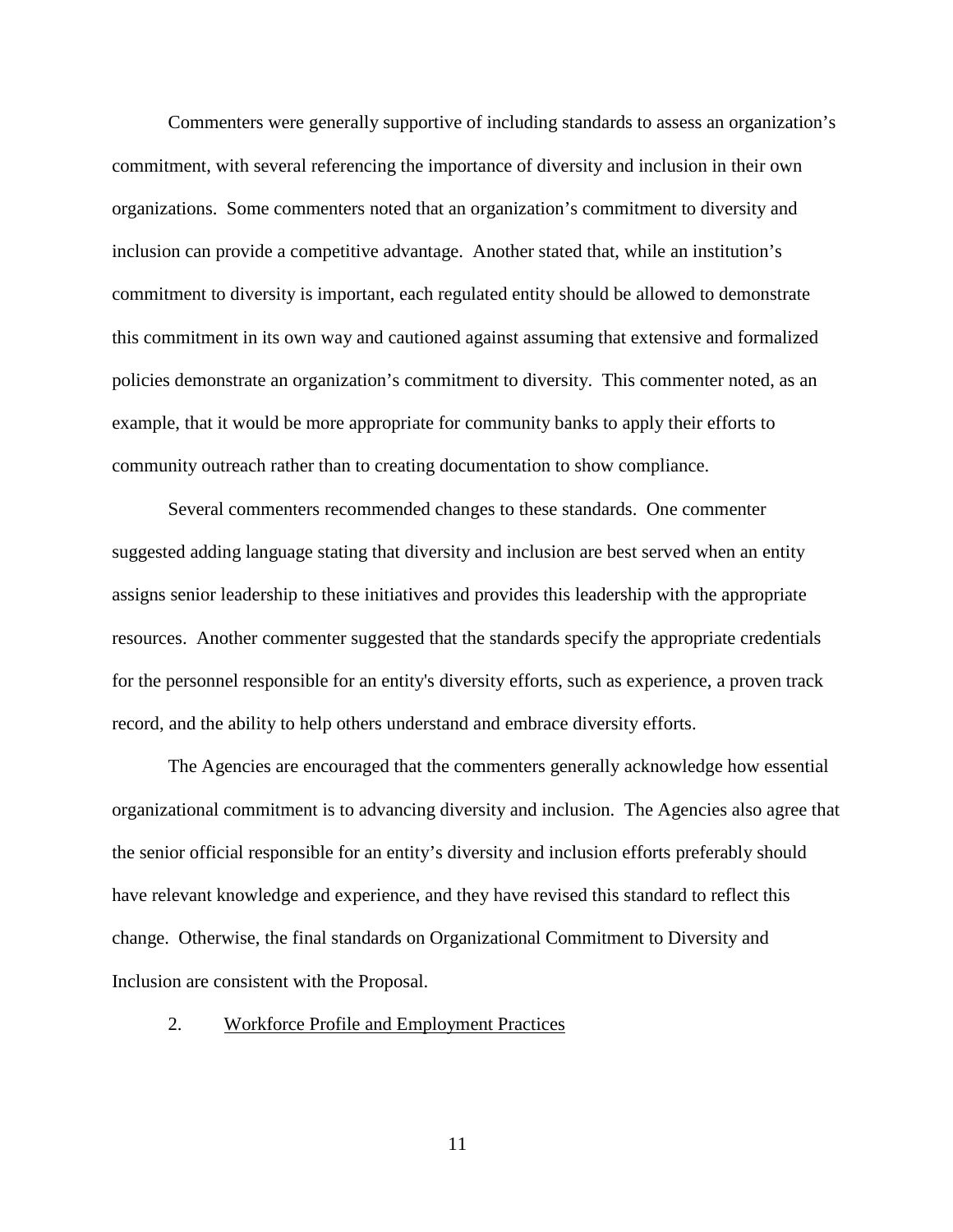Commenters were generally supportive of including standards to assess an organization's commitment, with several referencing the importance of diversity and inclusion in their own organizations. Some commenters noted that an organization's commitment to diversity and inclusion can provide a competitive advantage. Another stated that, while an institution's commitment to diversity is important, each regulated entity should be allowed to demonstrate this commitment in its own way and cautioned against assuming that extensive and formalized policies demonstrate an organization's commitment to diversity. This commenter noted, as an example, that it would be more appropriate for community banks to apply their efforts to community outreach rather than to creating documentation to show compliance.

Several commenters recommended changes to these standards. One commenter suggested adding language stating that diversity and inclusion are best served when an entity assigns senior leadership to these initiatives and provides this leadership with the appropriate resources. Another commenter suggested that the standards specify the appropriate credentials for the personnel responsible for an entity's diversity efforts, such as experience, a proven track record, and the ability to help others understand and embrace diversity efforts.

The Agencies are encouraged that the commenters generally acknowledge how essential organizational commitment is to advancing diversity and inclusion. The Agencies also agree that the senior official responsible for an entity's diversity and inclusion efforts preferably should have relevant knowledge and experience, and they have revised this standard to reflect this change. Otherwise, the final standards on Organizational Commitment to Diversity and Inclusion are consistent with the Proposal.

2. Workforce Profile and Employment Practices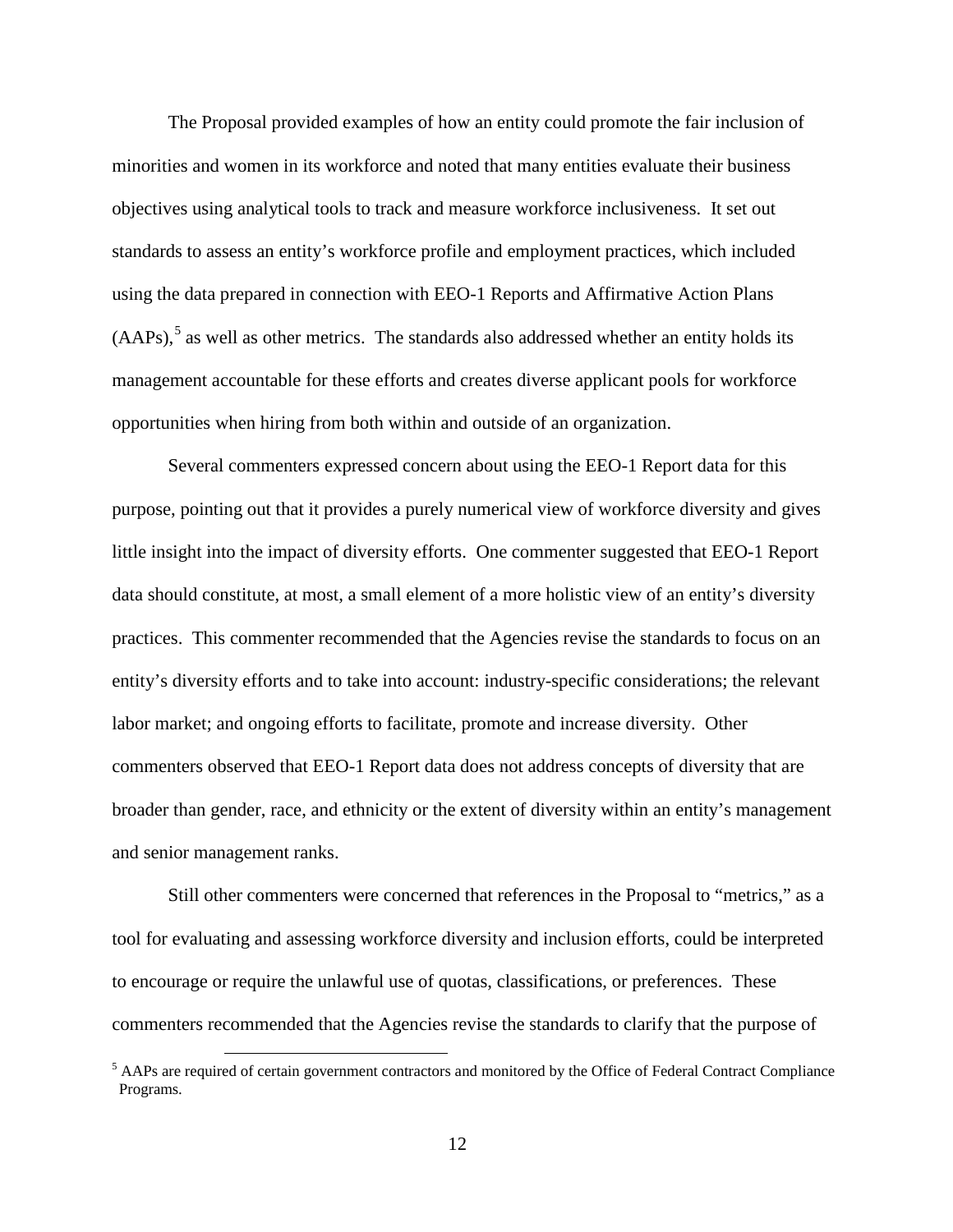The Proposal provided examples of how an entity could promote the fair inclusion of minorities and women in its workforce and noted that many entities evaluate their business objectives using analytical tools to track and measure workforce inclusiveness. It set out standards to assess an entity's workforce profile and employment practices, which included using the data prepared in connection with EEO-1 Reports and Affirmative Action Plans (AAPs),[5] as well as other metrics. The standards also addressed whether an entity holds its management accountable for these efforts and creates diverse applicant pools for workforce opportunities when hiring from both within and outside of an organization.

Several commenters expressed concern about using the EEO-1 Report data for this purpose, pointing out that it provides a purely numerical view of workforce diversity and gives little insight into the impact of diversity efforts. One commenter suggested that EEO-1 Report data should constitute, at most, a small element of a more holistic view of an entity's diversity practices. This commenter recommended that the Agencies revise the standards to focus on an entity's diversity efforts and to take into account: industry-specific considerations; the relevant labor market; and ongoing efforts to facilitate, promote and increase diversity. Other commenters observed that EEO-1 Report data does not address concepts of diversity that are broader than gender, race, and ethnicity or the extent of diversity within an entity's management and senior management ranks.

Still other commenters were concerned that references in the Proposal to "metrics," as a tool for evaluating and assessing workforce diversity and inclusion efforts, could be interpreted to encourage or require the unlawful use of quotas, classifications, or preferences. These commenters recommended that the Agencies revise the standards to clarify that the purpose of

[5] AAPs are required of certain government contractors and monitored by the Office of Federal Contract Compliance Programs.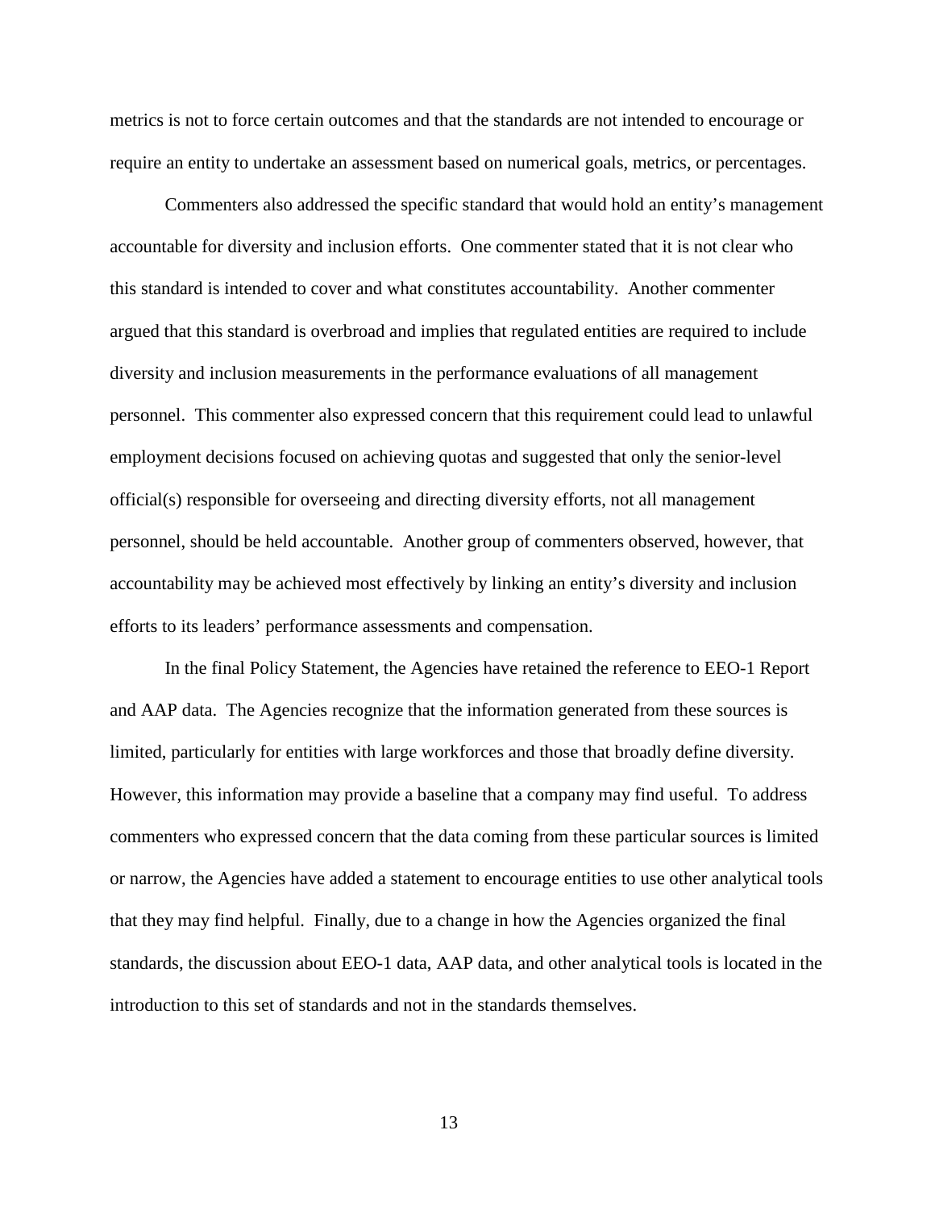metrics is not to force certain outcomes and that the standards are not intended to encourage or require an entity to undertake an assessment based on numerical goals, metrics, or percentages.

Commenters also addressed the specific standard that would hold an entity's management accountable for diversity and inclusion efforts. One commenter stated that it is not clear who this standard is intended to cover and what constitutes accountability. Another commenter argued that this standard is overbroad and implies that regulated entities are required to include diversity and inclusion measurements in the performance evaluations of all management personnel. This commenter also expressed concern that this requirement could lead to unlawful employment decisions focused on achieving quotas and suggested that only the senior-level official(s) responsible for overseeing and directing diversity efforts, not all management personnel, should be held accountable. Another group of commenters observed, however, that accountability may be achieved most effectively by linking an entity's diversity and inclusion efforts to its leaders' performance assessments and compensation.

In the final Policy Statement, the Agencies have retained the reference to EEO-1 Report and AAP data. The Agencies recognize that the information generated from these sources is limited, particularly for entities with large workforces and those that broadly define diversity. However, this information may provide a baseline that a company may find useful. To address commenters who expressed concern that the data coming from these particular sources is limited or narrow, the Agencies have added a statement to encourage entities to use other analytical tools that they may find helpful. Finally, due to a change in how the Agencies organized the final standards, the discussion about EEO-1 data, AAP data, and other analytical tools is located in the introduction to this set of standards and not in the standards themselves.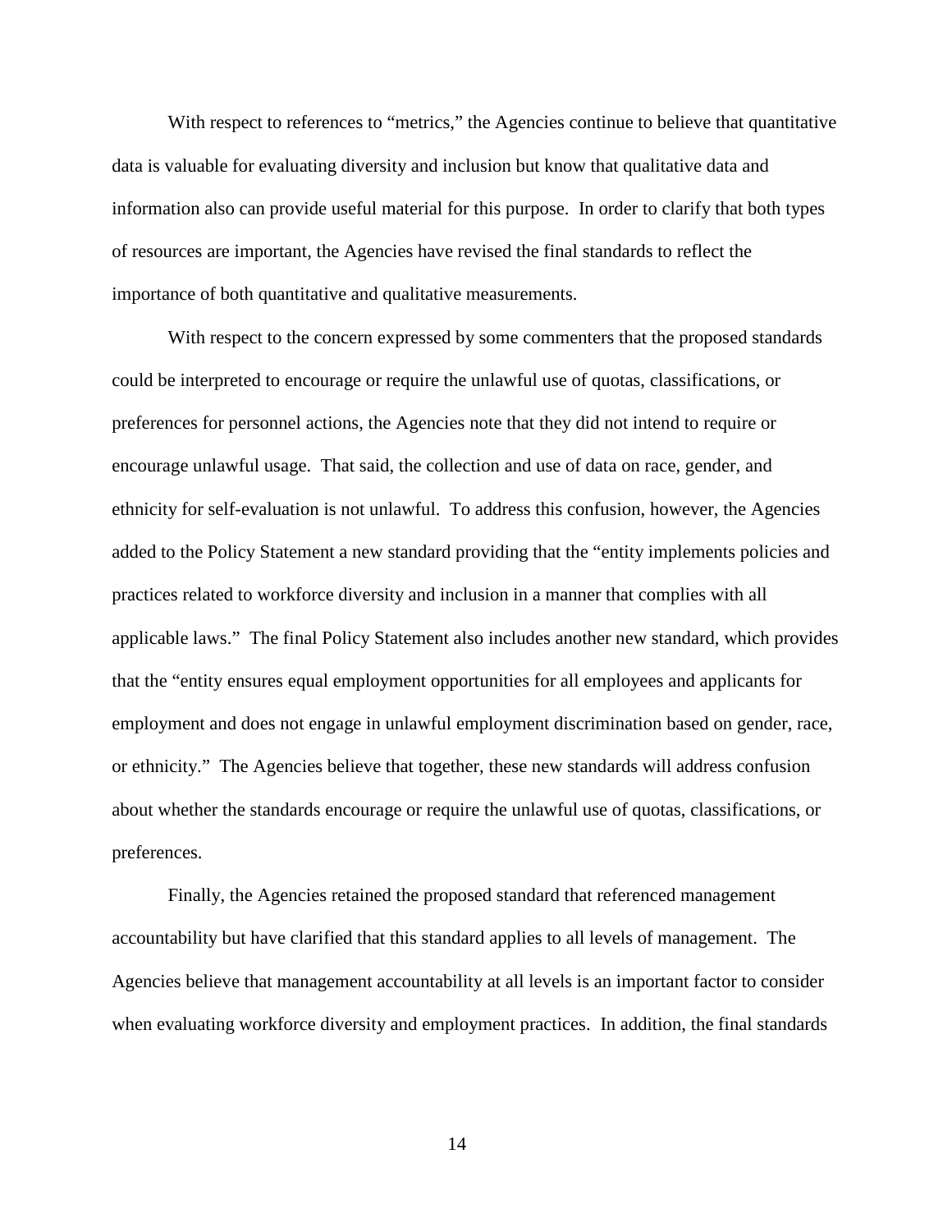With respect to references to "metrics," the Agencies continue to believe that quantitative data is valuable for evaluating diversity and inclusion but know that qualitative data and information also can provide useful material for this purpose. In order to clarify that both types of resources are important, the Agencies have revised the final standards to reflect the importance of both quantitative and qualitative measurements.

With respect to the concern expressed by some commenters that the proposed standards could be interpreted to encourage or require the unlawful use of quotas, classifications, or preferences for personnel actions, the Agencies note that they did not intend to require or encourage unlawful usage. That said, the collection and use of data on race, gender, and ethnicity for self-evaluation is not unlawful. To address this confusion, however, the Agencies added to the Policy Statement a new standard providing that the "entity implements policies and practices related to workforce diversity and inclusion in a manner that complies with all applicable laws." The final Policy Statement also includes another new standard, which provides that the "entity ensures equal employment opportunities for all employees and applicants for employment and does not engage in unlawful employment discrimination based on gender, race, or ethnicity." The Agencies believe that together, these new standards will address confusion about whether the standards encourage or require the unlawful use of quotas, classifications, or preferences.

Finally, the Agencies retained the proposed standard that referenced management accountability but have clarified that this standard applies to all levels of management. The Agencies believe that management accountability at all levels is an important factor to consider when evaluating workforce diversity and employment practices. In addition, the final standards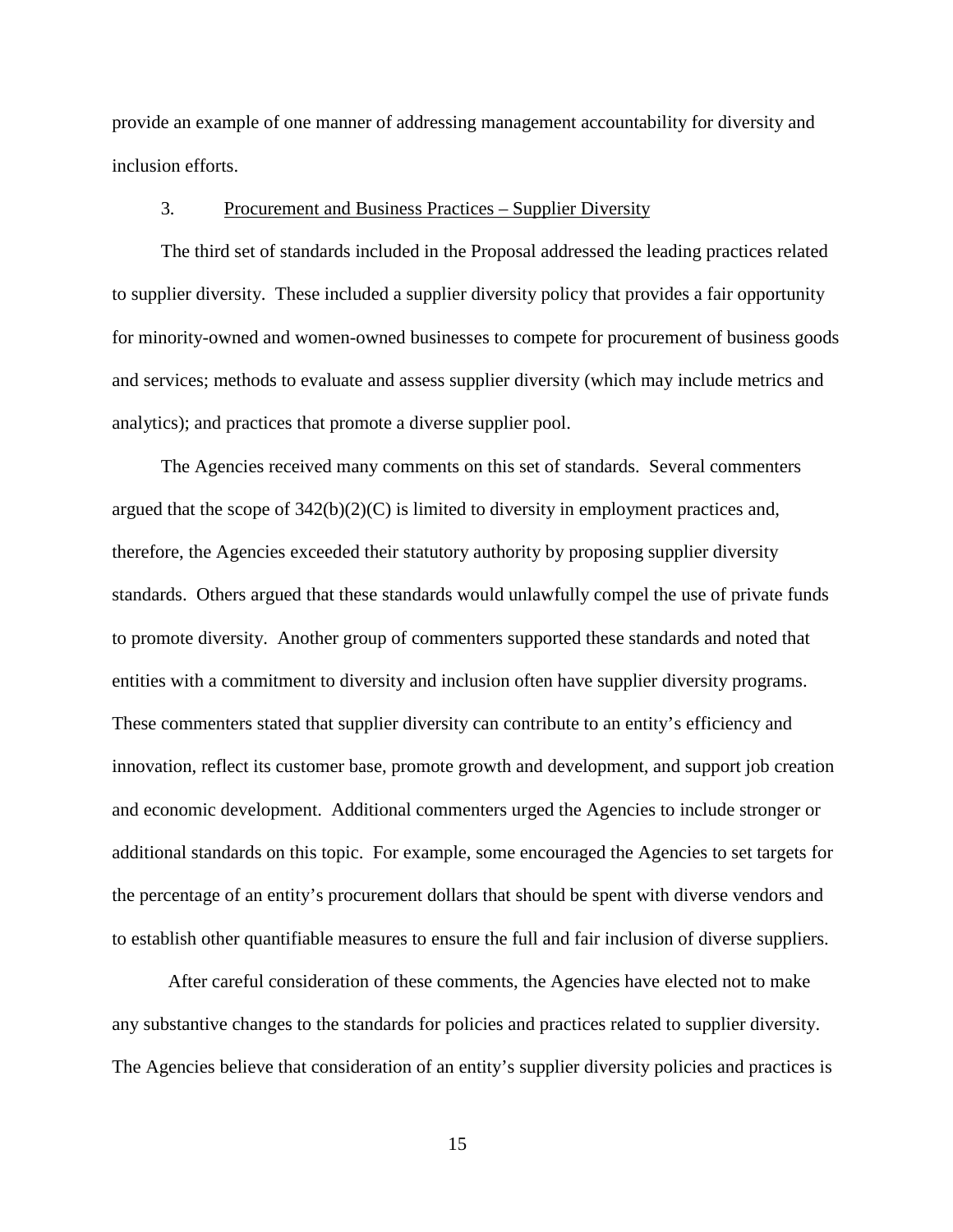provide an example of one manner of addressing management accountability for diversity and inclusion efforts.

### 3. Procurement and Business Practices – Supplier Diversity

The third set of standards included in the Proposal addressed the leading practices related to supplier diversity. These included a supplier diversity policy that provides a fair opportunity for minority-owned and women-owned businesses to compete for procurement of business goods and services; methods to evaluate and assess supplier diversity (which may include metrics and analytics); and practices that promote a diverse supplier pool.

The Agencies received many comments on this set of standards. Several commenters argued that the scope of 342(b)(2)(C) is limited to diversity in employment practices and, therefore, the Agencies exceeded their statutory authority by proposing supplier diversity standards. Others argued that these standards would unlawfully compel the use of private funds to promote diversity. Another group of commenters supported these standards and noted that entities with a commitment to diversity and inclusion often have supplier diversity programs. These commenters stated that supplier diversity can contribute to an entity's efficiency and innovation, reflect its customer base, promote growth and development, and support job creation and economic development. Additional commenters urged the Agencies to include stronger or additional standards on this topic. For example, some encouraged the Agencies to set targets for the percentage of an entity's procurement dollars that should be spent with diverse vendors and to establish other quantifiable measures to ensure the full and fair inclusion of diverse suppliers.

After careful consideration of these comments, the Agencies have elected not to make any substantive changes to the standards for policies and practices related to supplier diversity. The Agencies believe that consideration of an entity's supplier diversity policies and practices is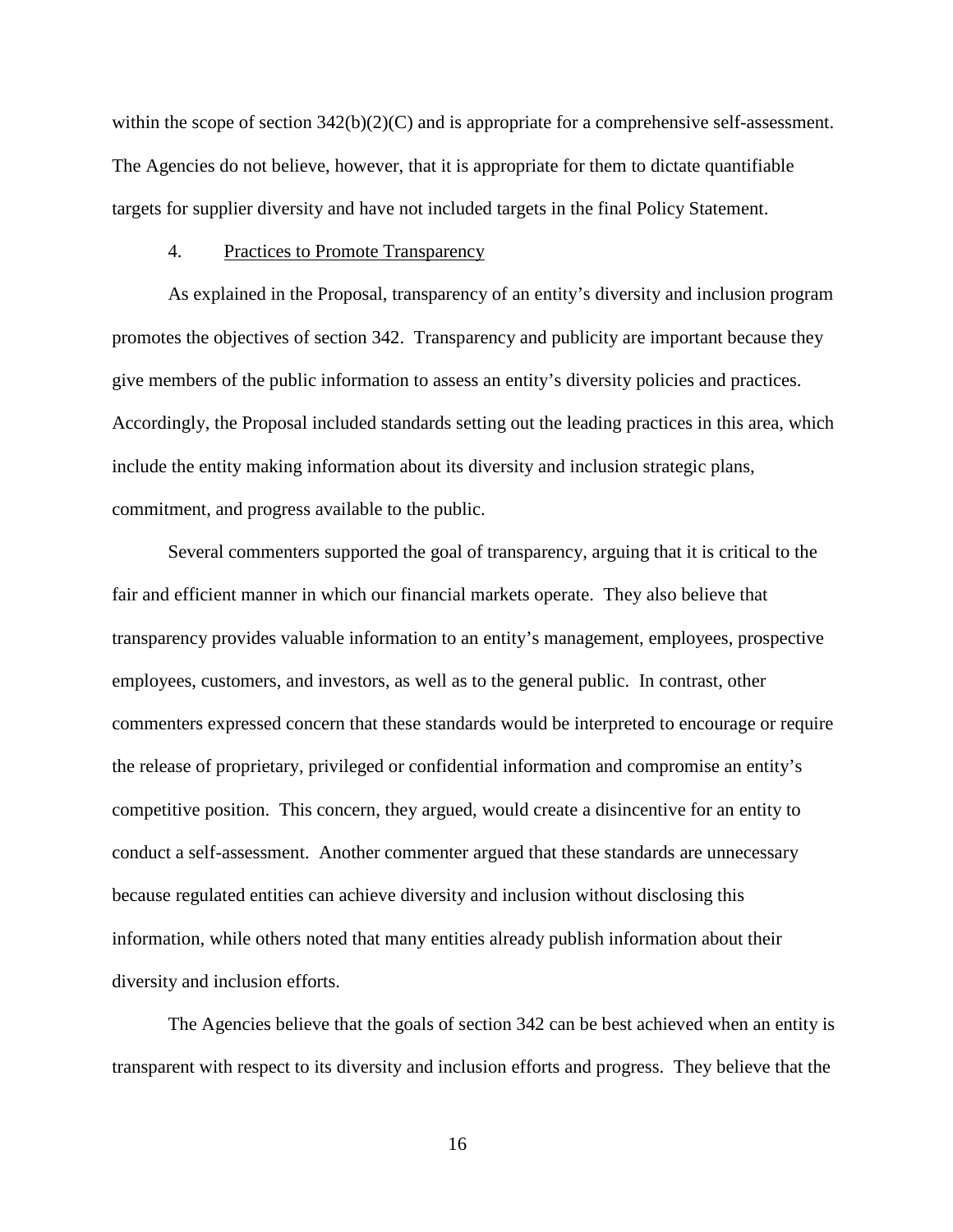within the scope of section 342(b)(2)(C) and is appropriate for a comprehensive self-assessment. The Agencies do not believe, however, that it is appropriate for them to dictate quantifiable targets for supplier diversity and have not included targets in the final Policy Statement.

4. Practices to Promote Transparency

As explained in the Proposal, transparency of an entity's diversity and inclusion program promotes the objectives of section 342. Transparency and publicity are important because they give members of the public information to assess an entity's diversity policies and practices. Accordingly, the Proposal included standards setting out the leading practices in this area, which include the entity making information about its diversity and inclusion strategic plans, commitment, and progress available to the public.

Several commenters supported the goal of transparency, arguing that it is critical to the fair and efficient manner in which our financial markets operate. They also believe that transparency provides valuable information to an entity's management, employees, prospective employees, customers, and investors, as well as to the general public. In contrast, other commenters expressed concern that these standards would be interpreted to encourage or require the release of proprietary, privileged or confidential information and compromise an entity's competitive position. This concern, they argued, would create a disincentive for an entity to conduct a self-assessment. Another commenter argued that these standards are unnecessary because regulated entities can achieve diversity and inclusion without disclosing this information, while others noted that many entities already publish information about their diversity and inclusion efforts.

The Agencies believe that the goals of section 342 can be best achieved when an entity is transparent with respect to its diversity and inclusion efforts and progress. They believe that the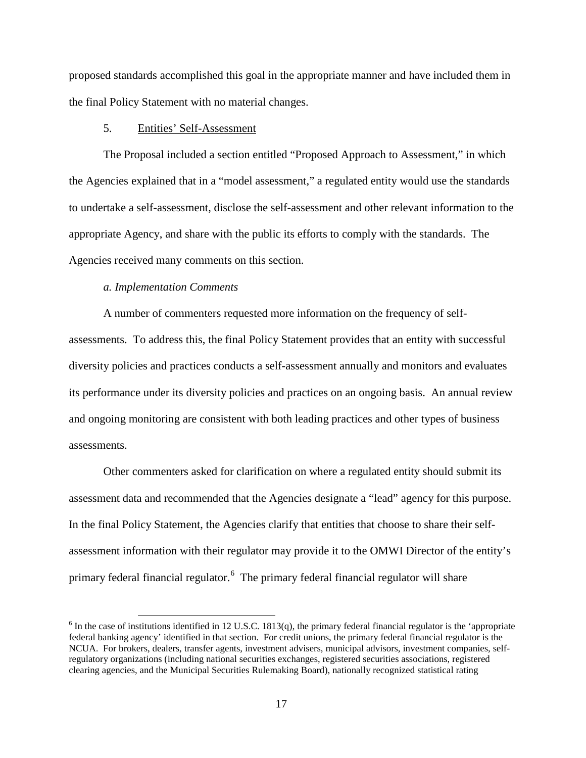proposed standards accomplished this goal in the appropriate manner and have included them in the final Policy Statement with no material changes.

### 5. Entities' Self-Assessment

The Proposal included a section entitled "Proposed Approach to Assessment," in which the Agencies explained that in a "model assessment," a regulated entity would use the standards to undertake a self-assessment, disclose the self-assessment and other relevant information to the appropriate Agency, and share with the public its efforts to comply with the standards. The Agencies received many comments on this section.

#### *a. Implementation Comments*

A number of commenters requested more information on the frequency of self-assessments. To address this, the final Policy Statement provides that an entity with successful diversity policies and practices conducts a self-assessment annually and monitors and evaluates its performance under its diversity policies and practices on an ongoing basis. An annual review and ongoing monitoring are consistent with both leading practices and other types of business assessments.

Other commenters asked for clarification on where a regulated entity should submit its assessment data and recommended that the Agencies designate a "lead" agency for this purpose. In the final Policy Statement, the Agencies clarify that entities that choose to share their self-assessment information with their regulator may provide it to the OMWI Director of the entity's primary federal financial regulator.[6] The primary federal financial regulator will share

[6] In the case of institutions identified in 12 U.S.C. 1813(q), the primary federal financial regulator is the 'appropriate federal banking agency' identified in that section. For credit unions, the primary federal financial regulator is the NCUA. For brokers, dealers, transfer agents, investment advisers, municipal advisors, investment companies, self-regulatory organizations (including national securities exchanges, registered securities associations, registered clearing agencies, and the Municipal Securities Rulemaking Board), nationally recognized statistical rating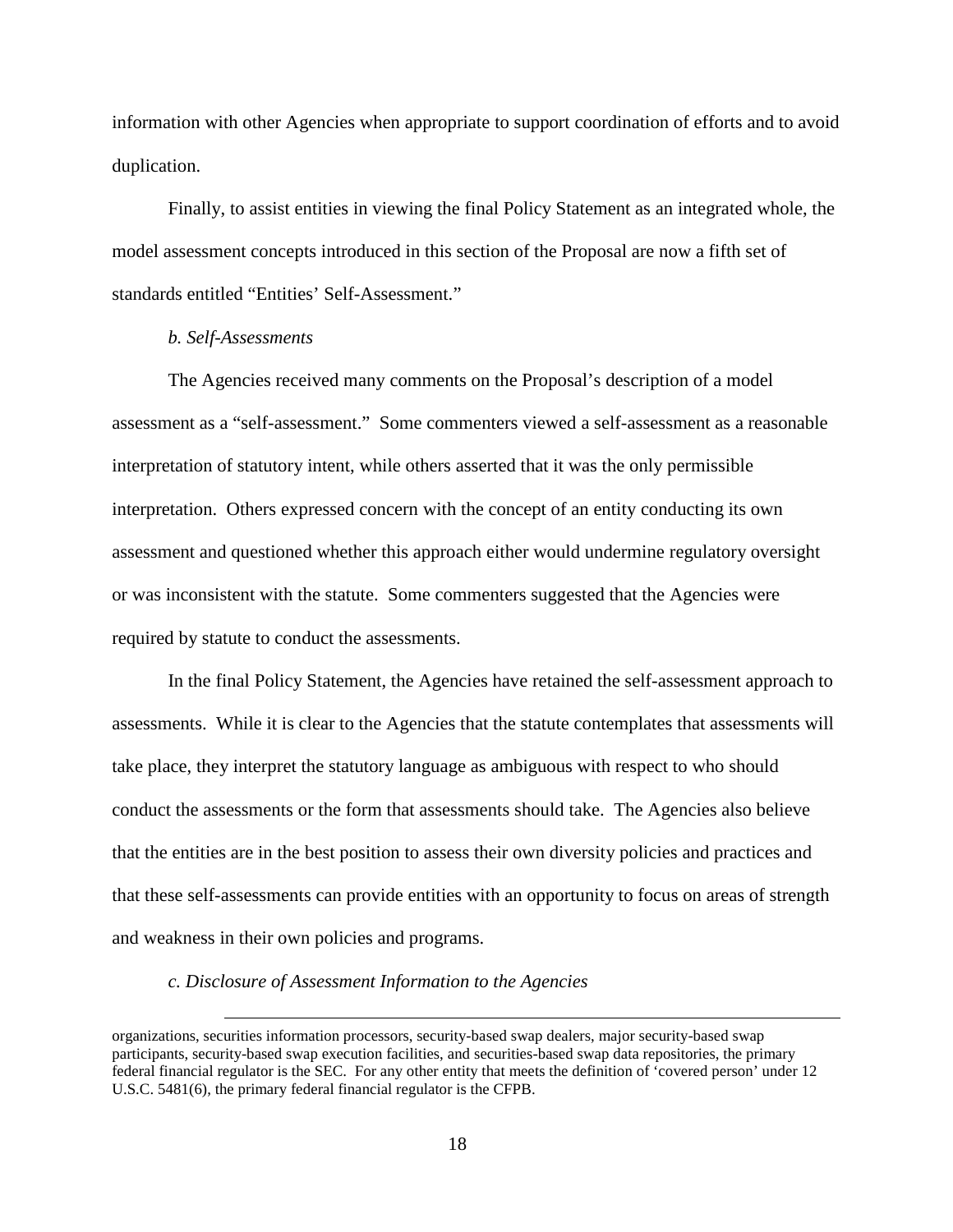information with other Agencies when appropriate to support coordination of efforts and to avoid duplication.

Finally, to assist entities in viewing the final Policy Statement as an integrated whole, the model assessment concepts introduced in this section of the Proposal are now a fifth set of standards entitled "Entities' Self-Assessment."

*b. Self-Assessments*

The Agencies received many comments on the Proposal's description of a model assessment as a "self-assessment." Some commenters viewed a self-assessment as a reasonable interpretation of statutory intent, while others asserted that it was the only permissible interpretation. Others expressed concern with the concept of an entity conducting its own assessment and questioned whether this approach either would undermine regulatory oversight or was inconsistent with the statute. Some commenters suggested that the Agencies were required by statute to conduct the assessments.

In the final Policy Statement, the Agencies have retained the self-assessment approach to assessments. While it is clear to the Agencies that the statute contemplates that assessments will take place, they interpret the statutory language as ambiguous with respect to who should conduct the assessments or the form that assessments should take. The Agencies also believe that the entities are in the best position to assess their own diversity policies and practices and that these self-assessments can provide entities with an opportunity to focus on areas of strength and weakness in their own policies and programs.

*c. Disclosure of Assessment Information to the Agencies*

---

organizations, securities information processors, security-based swap dealers, major security-based swap participants, security-based swap execution facilities, and securities-based swap data repositories, the primary federal financial regulator is the SEC. For any other entity that meets the definition of 'covered person' under 12 U.S.C. 5481(6), the primary federal financial regulator is the CFPB.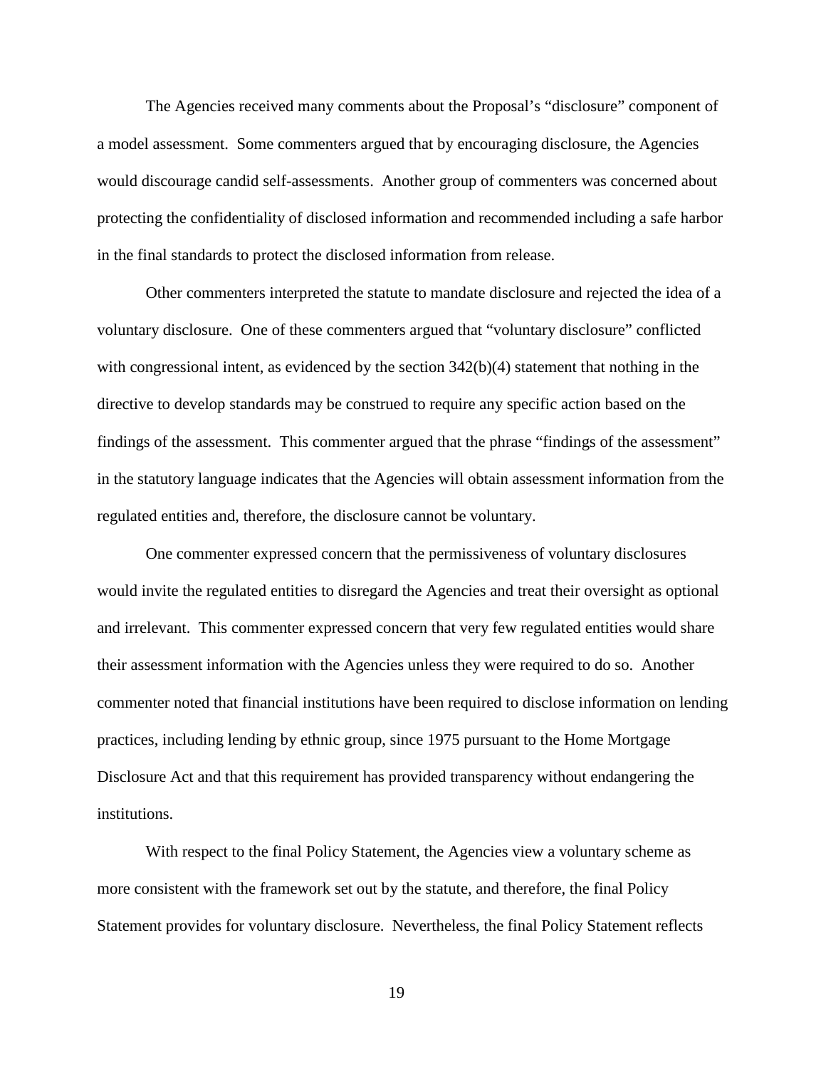The Agencies received many comments about the Proposal's "disclosure" component of a model assessment. Some commenters argued that by encouraging disclosure, the Agencies would discourage candid self-assessments. Another group of commenters was concerned about protecting the confidentiality of disclosed information and recommended including a safe harbor in the final standards to protect the disclosed information from release.

Other commenters interpreted the statute to mandate disclosure and rejected the idea of a voluntary disclosure. One of these commenters argued that "voluntary disclosure" conflicted with congressional intent, as evidenced by the section 342(b)(4) statement that nothing in the directive to develop standards may be construed to require any specific action based on the findings of the assessment. This commenter argued that the phrase "findings of the assessment" in the statutory language indicates that the Agencies will obtain assessment information from the regulated entities and, therefore, the disclosure cannot be voluntary.

One commenter expressed concern that the permissiveness of voluntary disclosures would invite the regulated entities to disregard the Agencies and treat their oversight as optional and irrelevant. This commenter expressed concern that very few regulated entities would share their assessment information with the Agencies unless they were required to do so. Another commenter noted that financial institutions have been required to disclose information on lending practices, including lending by ethnic group, since 1975 pursuant to the Home Mortgage Disclosure Act and that this requirement has provided transparency without endangering the institutions.

With respect to the final Policy Statement, the Agencies view a voluntary scheme as more consistent with the framework set out by the statute, and therefore, the final Policy Statement provides for voluntary disclosure. Nevertheless, the final Policy Statement reflects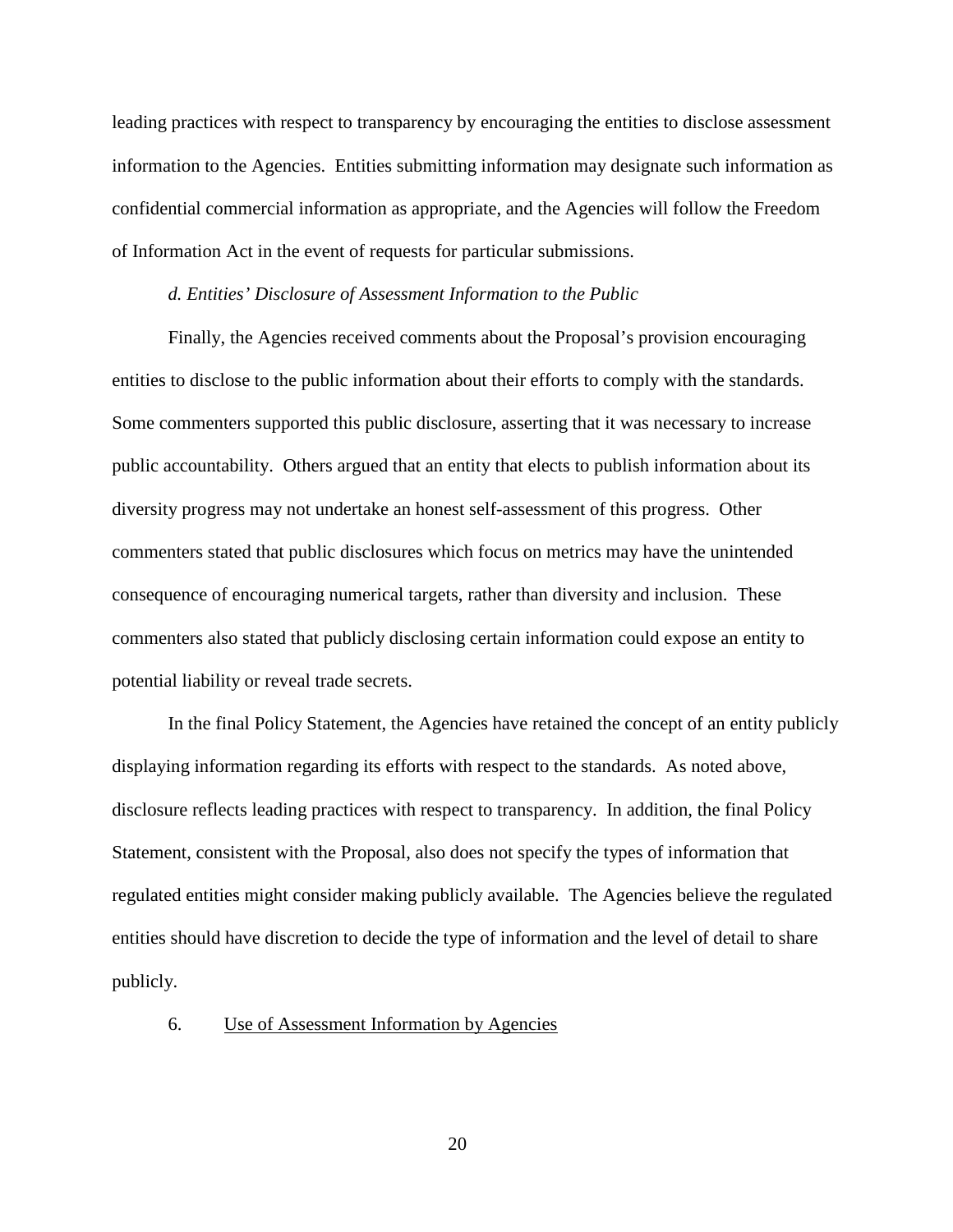leading practices with respect to transparency by encouraging the entities to disclose assessment information to the Agencies. Entities submitting information may designate such information as confidential commercial information as appropriate, and the Agencies will follow the Freedom of Information Act in the event of requests for particular submissions.

*d. Entities' Disclosure of Assessment Information to the Public*

Finally, the Agencies received comments about the Proposal's provision encouraging entities to disclose to the public information about their efforts to comply with the standards. Some commenters supported this public disclosure, asserting that it was necessary to increase public accountability. Others argued that an entity that elects to publish information about its diversity progress may not undertake an honest self-assessment of this progress. Other commenters stated that public disclosures which focus on metrics may have the unintended consequence of encouraging numerical targets, rather than diversity and inclusion. These commenters also stated that publicly disclosing certain information could expose an entity to potential liability or reveal trade secrets.

In the final Policy Statement, the Agencies have retained the concept of an entity publicly displaying information regarding its efforts with respect to the standards. As noted above, disclosure reflects leading practices with respect to transparency. In addition, the final Policy Statement, consistent with the Proposal, also does not specify the types of information that regulated entities might consider making publicly available. The Agencies believe the regulated entities should have discretion to decide the type of information and the level of detail to share publicly.

6. Use of Assessment Information by Agencies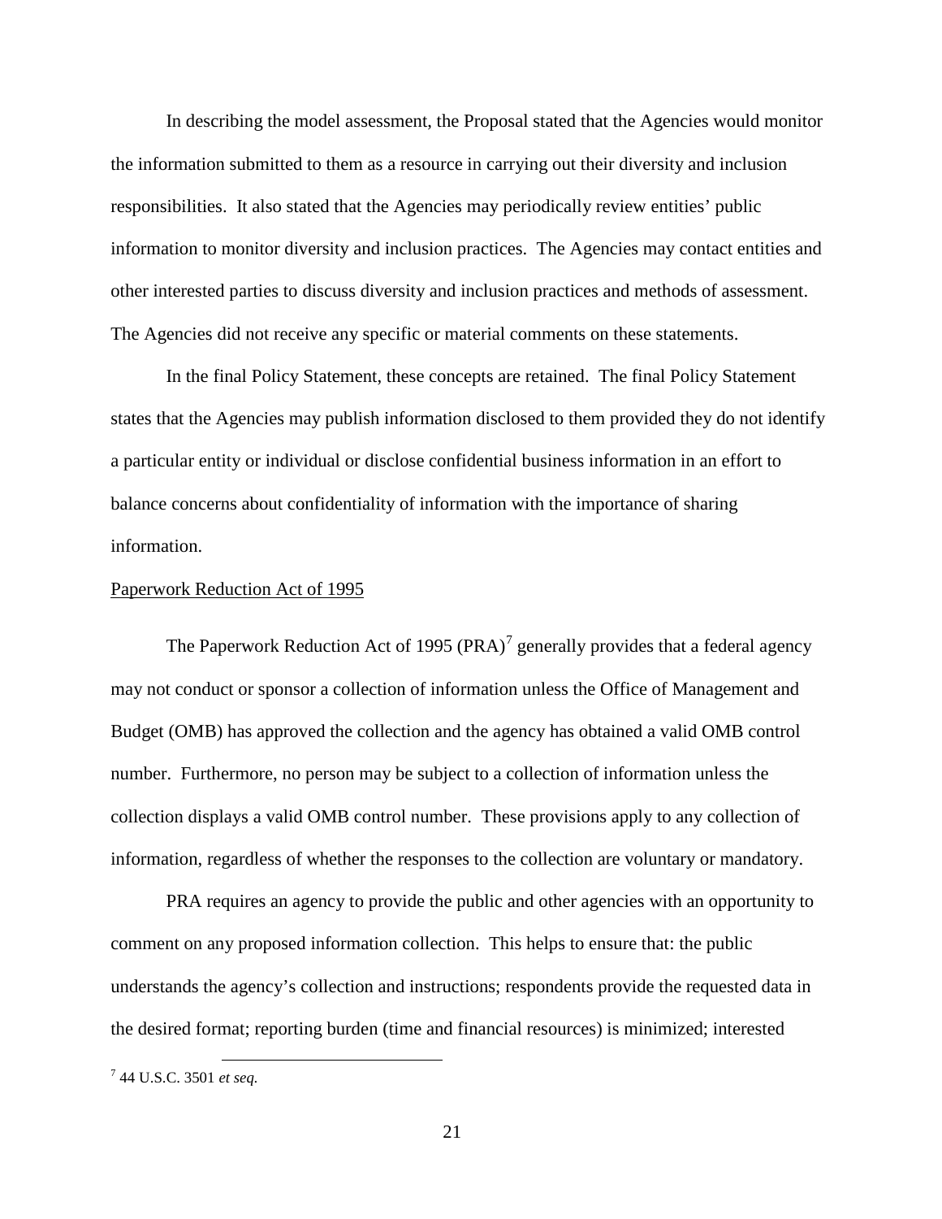In describing the model assessment, the Proposal stated that the Agencies would monitor the information submitted to them as a resource in carrying out their diversity and inclusion responsibilities. It also stated that the Agencies may periodically review entities' public information to monitor diversity and inclusion practices. The Agencies may contact entities and other interested parties to discuss diversity and inclusion practices and methods of assessment. The Agencies did not receive any specific or material comments on these statements.

In the final Policy Statement, these concepts are retained. The final Policy Statement states that the Agencies may publish information disclosed to them provided they do not identify a particular entity or individual or disclose confidential business information in an effort to balance concerns about confidentiality of information with the importance of sharing information.

Paperwork Reduction Act of 1995

The Paperwork Reduction Act of 1995 (PRA)[7] generally provides that a federal agency may not conduct or sponsor a collection of information unless the Office of Management and Budget (OMB) has approved the collection and the agency has obtained a valid OMB control number. Furthermore, no person may be subject to a collection of information unless the collection displays a valid OMB control number. These provisions apply to any collection of information, regardless of whether the responses to the collection are voluntary or mandatory.

PRA requires an agency to provide the public and other agencies with an opportunity to comment on any proposed information collection. This helps to ensure that: the public understands the agency's collection and instructions; respondents provide the requested data in the desired format; reporting burden (time and financial resources) is minimized; interested

[7] 44 U.S.C. 3501 *et seq.*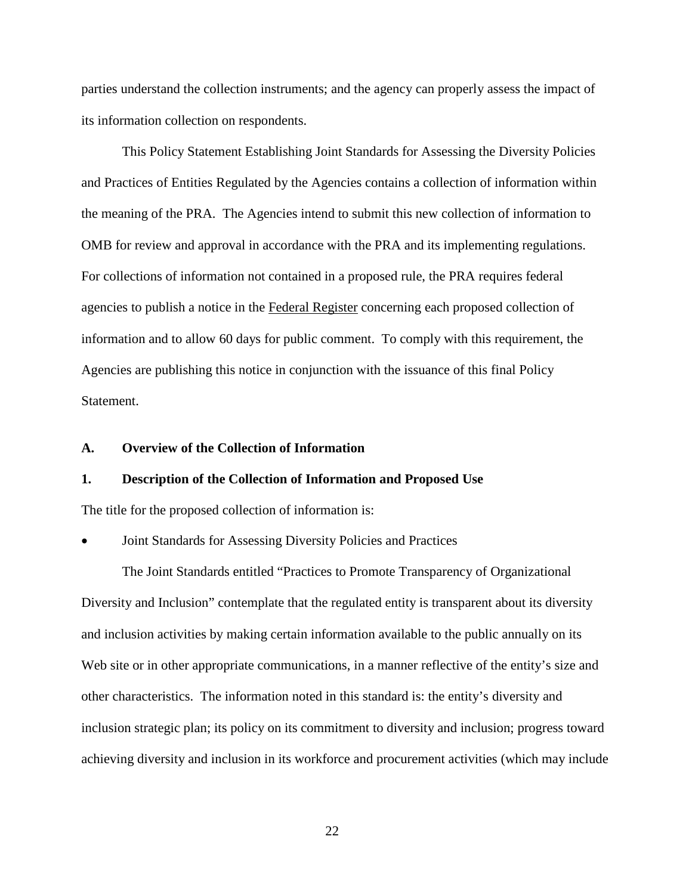parties understand the collection instruments; and the agency can properly assess the impact of its information collection on respondents.

This Policy Statement Establishing Joint Standards for Assessing the Diversity Policies and Practices of Entities Regulated by the Agencies contains a collection of information within the meaning of the PRA. The Agencies intend to submit this new collection of information to OMB for review and approval in accordance with the PRA and its implementing regulations. For collections of information not contained in a proposed rule, the PRA requires federal agencies to publish a notice in the Federal Register concerning each proposed collection of information and to allow 60 days for public comment. To comply with this requirement, the Agencies are publishing this notice in conjunction with the issuance of this final Policy Statement.

### A. Overview of the Collection of Information

### 1. Description of the Collection of Information and Proposed Use

The title for the proposed collection of information is:

- Joint Standards for Assessing Diversity Policies and Practices

The Joint Standards entitled "Practices to Promote Transparency of Organizational Diversity and Inclusion" contemplate that the regulated entity is transparent about its diversity and inclusion activities by making certain information available to the public annually on its Web site or in other appropriate communications, in a manner reflective of the entity's size and other characteristics. The information noted in this standard is: the entity's diversity and inclusion strategic plan; its policy on its commitment to diversity and inclusion; progress toward achieving diversity and inclusion in its workforce and procurement activities (which may include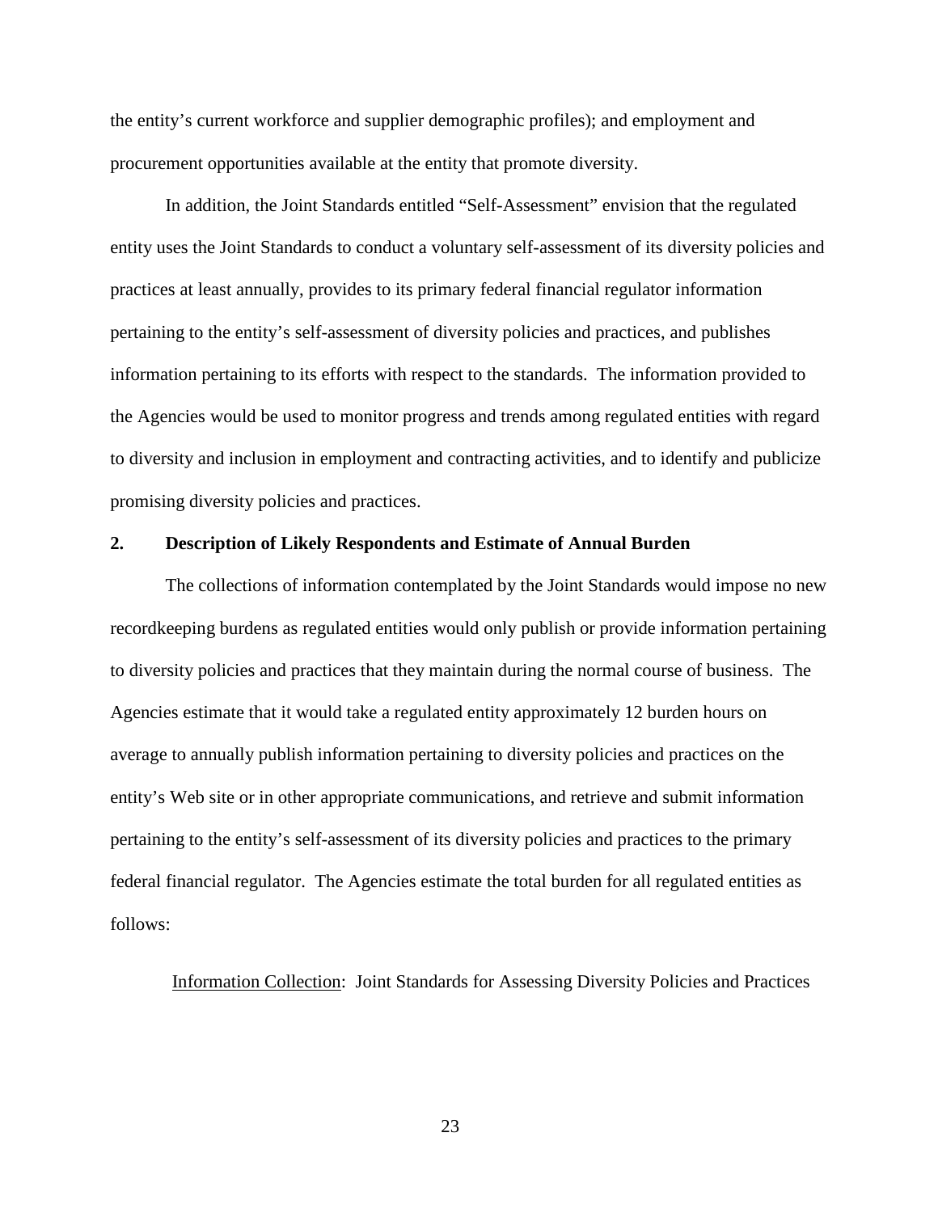the entity's current workforce and supplier demographic profiles); and employment and procurement opportunities available at the entity that promote diversity.

In addition, the Joint Standards entitled "Self-Assessment" envision that the regulated entity uses the Joint Standards to conduct a voluntary self-assessment of its diversity policies and practices at least annually, provides to its primary federal financial regulator information pertaining to the entity's self-assessment of diversity policies and practices, and publishes information pertaining to its efforts with respect to the standards. The information provided to the Agencies would be used to monitor progress and trends among regulated entities with regard to diversity and inclusion in employment and contracting activities, and to identify and publicize promising diversity policies and practices.

## 2. Description of Likely Respondents and Estimate of Annual Burden

The collections of information contemplated by the Joint Standards would impose no new recordkeeping burdens as regulated entities would only publish or provide information pertaining to diversity policies and practices that they maintain during the normal course of business. The Agencies estimate that it would take a regulated entity approximately 12 burden hours on average to annually publish information pertaining to diversity policies and practices on the entity's Web site or in other appropriate communications, and retrieve and submit information pertaining to the entity's self-assessment of its diversity policies and practices to the primary federal financial regulator. The Agencies estimate the total burden for all regulated entities as follows:

<u>Information Collection</u>: Joint Standards for Assessing Diversity Policies and Practices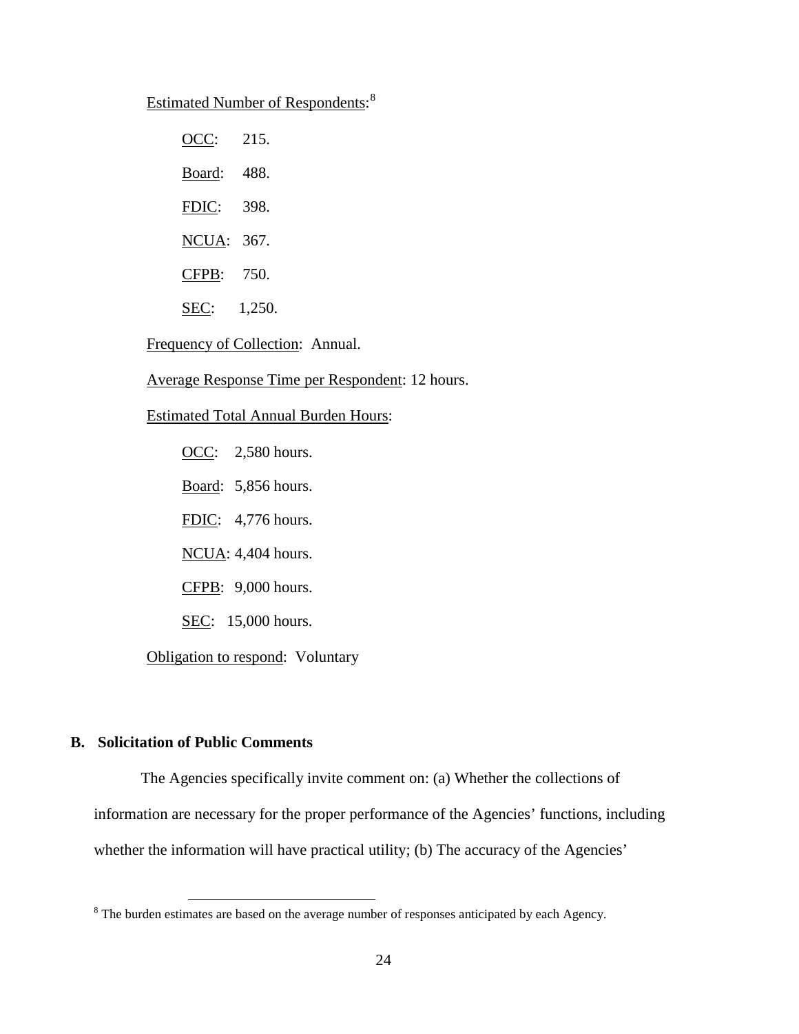Estimated Number of Respondents:[8]

OCC: 215.

Board: 488.

FDIC: 398.

NCUA: 367.

CFPB: 750.

SEC: 1,250.

Frequency of Collection: Annual.

Average Response Time per Respondent: 12 hours.

Estimated Total Annual Burden Hours:

OCC: 2,580 hours.

Board: 5,856 hours.

FDIC: 4,776 hours.

NCUA: 4,404 hours.

CFPB: 9,000 hours.

SEC: 15,000 hours.

Obligation to respond: Voluntary

## B. Solicitation of Public Comments

The Agencies specifically invite comment on: (a) Whether the collections of information are necessary for the proper performance of the Agencies' functions, including whether the information will have practical utility; (b) The accuracy of the Agencies'

---

[8] The burden estimates are based on the average number of responses anticipated by each Agency.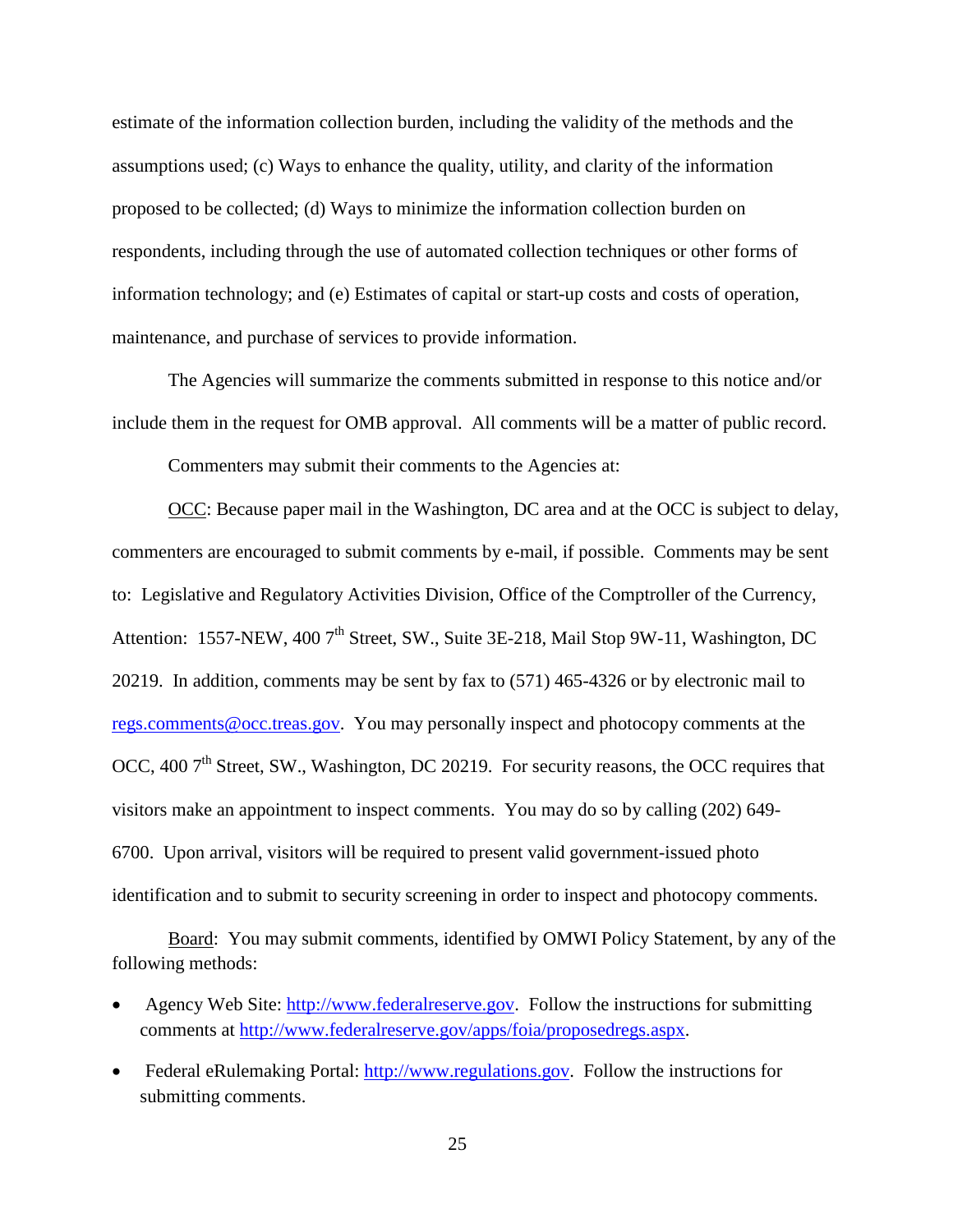estimate of the information collection burden, including the validity of the methods and the assumptions used; (c) Ways to enhance the quality, utility, and clarity of the information proposed to be collected; (d) Ways to minimize the information collection burden on respondents, including through the use of automated collection techniques or other forms of information technology; and (e) Estimates of capital or start-up costs and costs of operation, maintenance, and purchase of services to provide information.

The Agencies will summarize the comments submitted in response to this notice and/or include them in the request for OMB approval. All comments will be a matter of public record.

Commenters may submit their comments to the Agencies at:

OCC: Because paper mail in the Washington, DC area and at the OCC is subject to delay, commenters are encouraged to submit comments by e-mail, if possible. Comments may be sent to: Legislative and Regulatory Activities Division, Office of the Comptroller of the Currency, Attention: 1557-NEW, 400 7th Street, SW., Suite 3E-218, Mail Stop 9W-11, Washington, DC 20219. In addition, comments may be sent by fax to (571) 465-4326 or by electronic mail to regs.comments@occ.treas.gov. You may personally inspect and photocopy comments at the OCC, 400 7th Street, SW., Washington, DC 20219. For security reasons, the OCC requires that visitors make an appointment to inspect comments. You may do so by calling (202) 649-6700. Upon arrival, visitors will be required to present valid government-issued photo identification and to submit to security screening in order to inspect and photocopy comments.

Board: You may submit comments, identified by OMWI Policy Statement, by any of the following methods:

- Agency Web Site: http://www.federalreserve.gov. Follow the instructions for submitting comments at http://www.federalreserve.gov/apps/foia/proposedregs.aspx.
- Federal eRulemaking Portal: http://www.regulations.gov. Follow the instructions for submitting comments.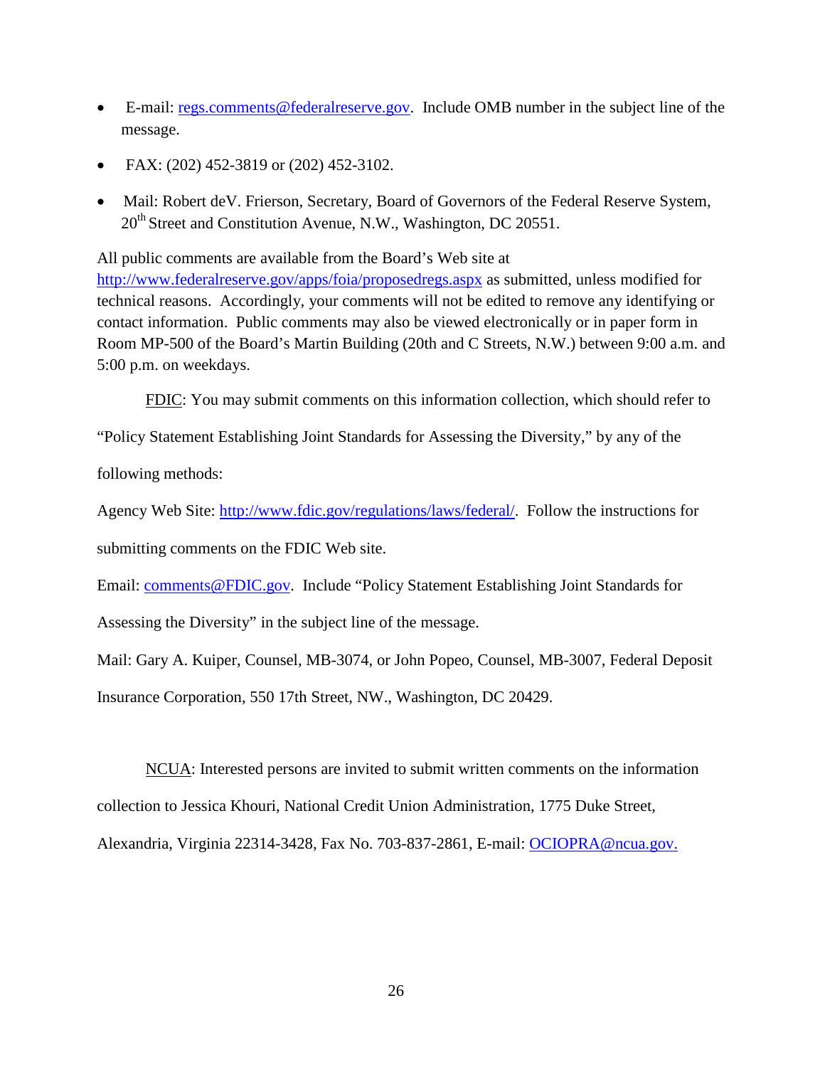- E-mail: regs.comments@federalreserve.gov. Include OMB number in the subject line of the message.
- FAX: (202) 452-3819 or (202) 452-3102.
- Mail: Robert deV. Frierson, Secretary, Board of Governors of the Federal Reserve System, 20th Street and Constitution Avenue, N.W., Washington, DC 20551.

All public comments are available from the Board's Web site at http://www.federalreserve.gov/apps/foia/proposedregs.aspx as submitted, unless modified for technical reasons. Accordingly, your comments will not be edited to remove any identifying or contact information. Public comments may also be viewed electronically or in paper form in Room MP-500 of the Board's Martin Building (20th and C Streets, N.W.) between 9:00 a.m. and 5:00 p.m. on weekdays.

FDIC: You may submit comments on this information collection, which should refer to "Policy Statement Establishing Joint Standards for Assessing the Diversity," by any of the following methods:

Agency Web Site: http://www.fdic.gov/regulations/laws/federal/. Follow the instructions for submitting comments on the FDIC Web site.

Email: comments@FDIC.gov. Include "Policy Statement Establishing Joint Standards for Assessing the Diversity" in the subject line of the message.

Mail: Gary A. Kuiper, Counsel, MB-3074, or John Popeo, Counsel, MB-3007, Federal Deposit Insurance Corporation, 550 17th Street, NW., Washington, DC 20429.

NCUA: Interested persons are invited to submit written comments on the information collection to Jessica Khouri, National Credit Union Administration, 1775 Duke Street, Alexandria, Virginia 22314-3428, Fax No. 703-837-2861, E-mail: OCIOPRA@ncua.gov.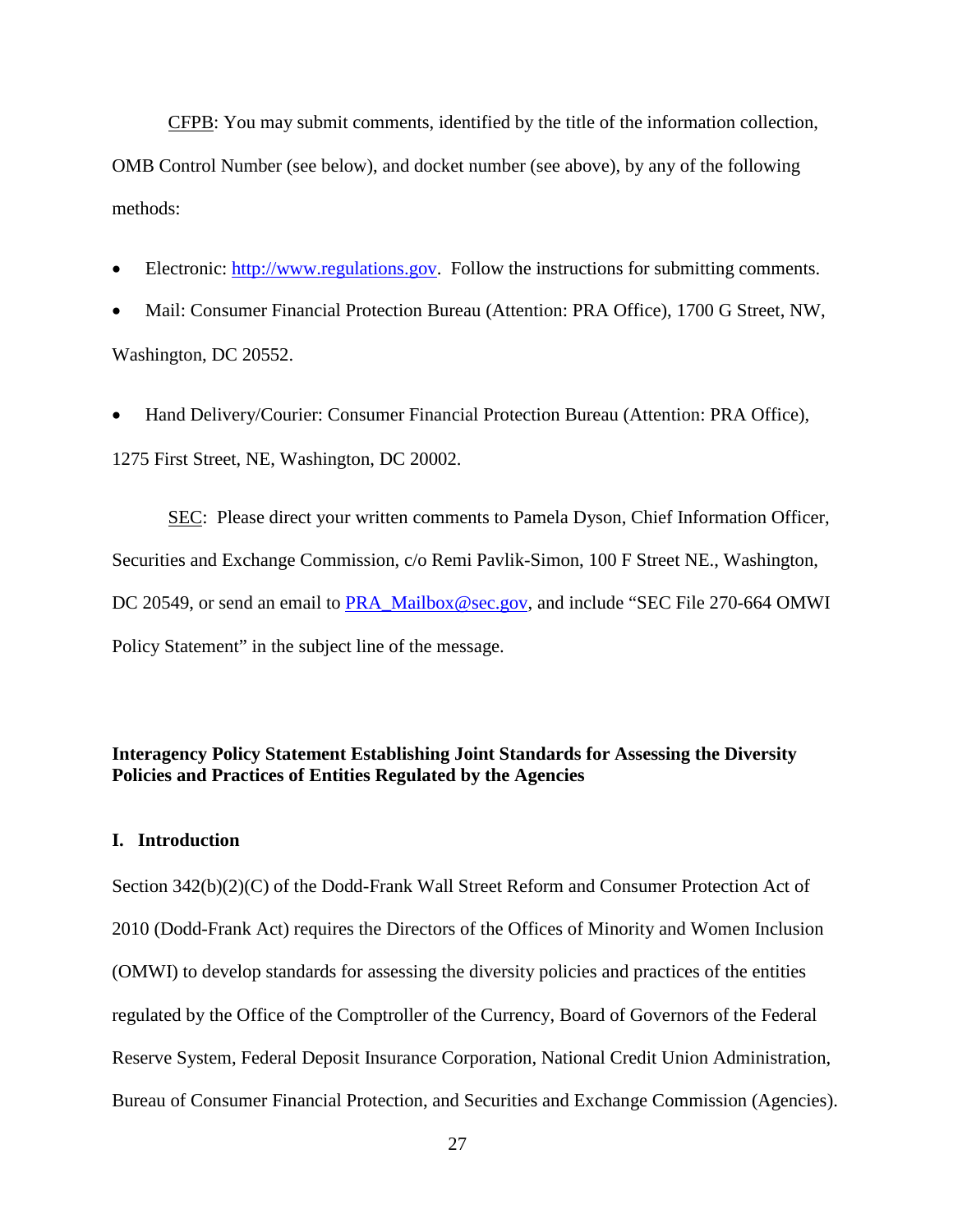CFPB: You may submit comments, identified by the title of the information collection, OMB Control Number (see below), and docket number (see above), by any of the following methods:

- Electronic: http://www.regulations.gov. Follow the instructions for submitting comments.
- Mail: Consumer Financial Protection Bureau (Attention: PRA Office), 1700 G Street, NW, Washington, DC 20552.
- Hand Delivery/Courier: Consumer Financial Protection Bureau (Attention: PRA Office), 1275 First Street, NE, Washington, DC 20002.

SEC: Please direct your written comments to Pamela Dyson, Chief Information Officer, Securities and Exchange Commission, c/o Remi Pavlik-Simon, 100 F Street NE., Washington, DC 20549, or send an email to PRA_Mailbox@sec.gov, and include "SEC File 270-664 OMWI Policy Statement" in the subject line of the message.

## Interagency Policy Statement Establishing Joint Standards for Assessing the Diversity Policies and Practices of Entities Regulated by the Agencies

### I. Introduction

Section 342(b)(2)(C) of the Dodd-Frank Wall Street Reform and Consumer Protection Act of 2010 (Dodd-Frank Act) requires the Directors of the Offices of Minority and Women Inclusion (OMWI) to develop standards for assessing the diversity policies and practices of the entities regulated by the Office of the Comptroller of the Currency, Board of Governors of the Federal Reserve System, Federal Deposit Insurance Corporation, National Credit Union Administration, Bureau of Consumer Financial Protection, and Securities and Exchange Commission (Agencies).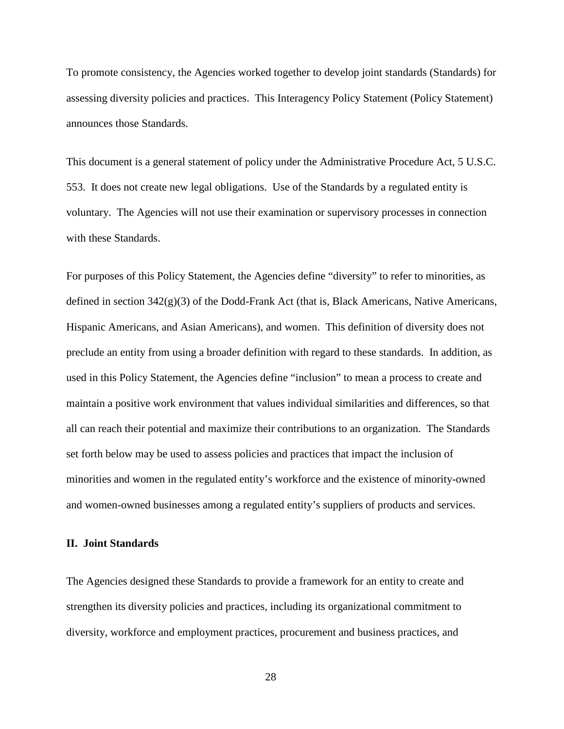To promote consistency, the Agencies worked together to develop joint standards (Standards) for assessing diversity policies and practices. This Interagency Policy Statement (Policy Statement) announces those Standards.

This document is a general statement of policy under the Administrative Procedure Act, 5 U.S.C. 553. It does not create new legal obligations. Use of the Standards by a regulated entity is voluntary. The Agencies will not use their examination or supervisory processes in connection with these Standards.

For purposes of this Policy Statement, the Agencies define "diversity" to refer to minorities, as defined in section 342(g)(3) of the Dodd-Frank Act (that is, Black Americans, Native Americans, Hispanic Americans, and Asian Americans), and women. This definition of diversity does not preclude an entity from using a broader definition with regard to these standards. In addition, as used in this Policy Statement, the Agencies define "inclusion" to mean a process to create and maintain a positive work environment that values individual similarities and differences, so that all can reach their potential and maximize their contributions to an organization. The Standards set forth below may be used to assess policies and practices that impact the inclusion of minorities and women in the regulated entity's workforce and the existence of minority-owned and women-owned businesses among a regulated entity's suppliers of products and services.

## II. Joint Standards

The Agencies designed these Standards to provide a framework for an entity to create and strengthen its diversity policies and practices, including its organizational commitment to diversity, workforce and employment practices, procurement and business practices, and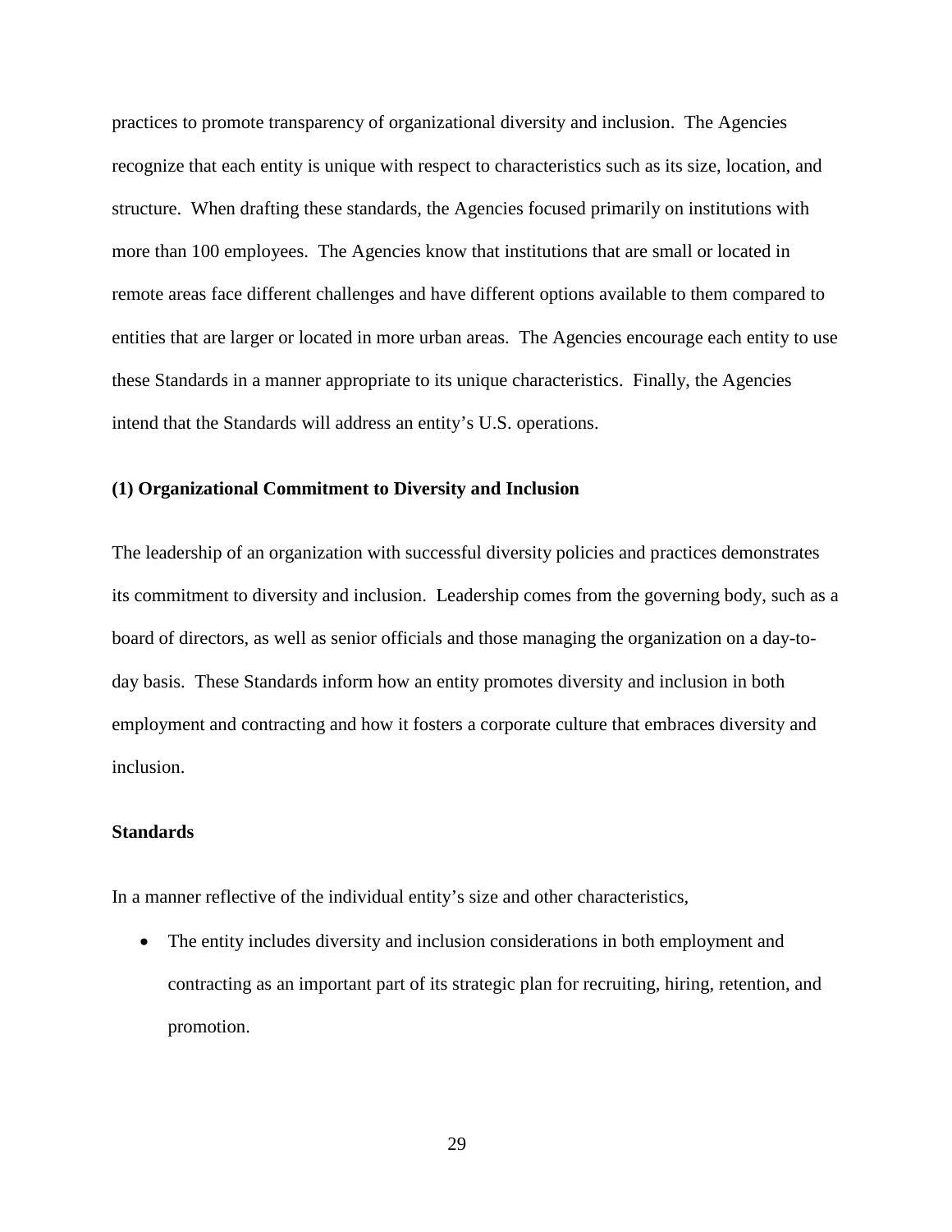practices to promote transparency of organizational diversity and inclusion. The Agencies recognize that each entity is unique with respect to characteristics such as its size, location, and structure. When drafting these standards, the Agencies focused primarily on institutions with more than 100 employees. The Agencies know that institutions that are small or located in remote areas face different challenges and have different options available to them compared to entities that are larger or located in more urban areas. The Agencies encourage each entity to use these Standards in a manner appropriate to its unique characteristics. Finally, the Agencies intend that the Standards will address an entity's U.S. operations.

**(1) Organizational Commitment to Diversity and Inclusion**

The leadership of an organization with successful diversity policies and practices demonstrates its commitment to diversity and inclusion. Leadership comes from the governing body, such as a board of directors, as well as senior officials and those managing the organization on a day-to-day basis. These Standards inform how an entity promotes diversity and inclusion in both employment and contracting and how it fosters a corporate culture that embraces diversity and inclusion.

**Standards**

In a manner reflective of the individual entity's size and other characteristics,

- The entity includes diversity and inclusion considerations in both employment and contracting as an important part of its strategic plan for recruiting, hiring, retention, and promotion.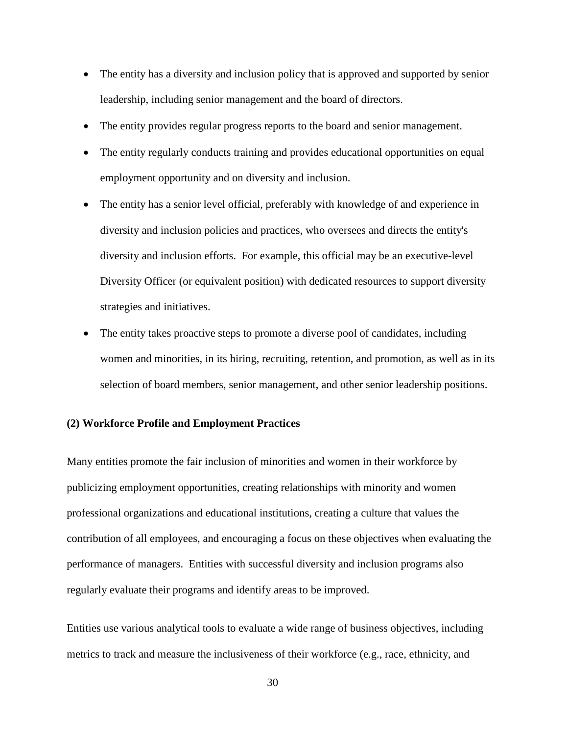- The entity has a diversity and inclusion policy that is approved and supported by senior leadership, including senior management and the board of directors.
- The entity provides regular progress reports to the board and senior management.
- The entity regularly conducts training and provides educational opportunities on equal employment opportunity and on diversity and inclusion.
- The entity has a senior level official, preferably with knowledge of and experience in diversity and inclusion policies and practices, who oversees and directs the entity's diversity and inclusion efforts. For example, this official may be an executive-level Diversity Officer (or equivalent position) with dedicated resources to support diversity strategies and initiatives.
- The entity takes proactive steps to promote a diverse pool of candidates, including women and minorities, in its hiring, recruiting, retention, and promotion, as well as in its selection of board members, senior management, and other senior leadership positions.

**(2) Workforce Profile and Employment Practices**

Many entities promote the fair inclusion of minorities and women in their workforce by publicizing employment opportunities, creating relationships with minority and women professional organizations and educational institutions, creating a culture that values the contribution of all employees, and encouraging a focus on these objectives when evaluating the performance of managers. Entities with successful diversity and inclusion programs also regularly evaluate their programs and identify areas to be improved.

Entities use various analytical tools to evaluate a wide range of business objectives, including metrics to track and measure the inclusiveness of their workforce (e.g., race, ethnicity, and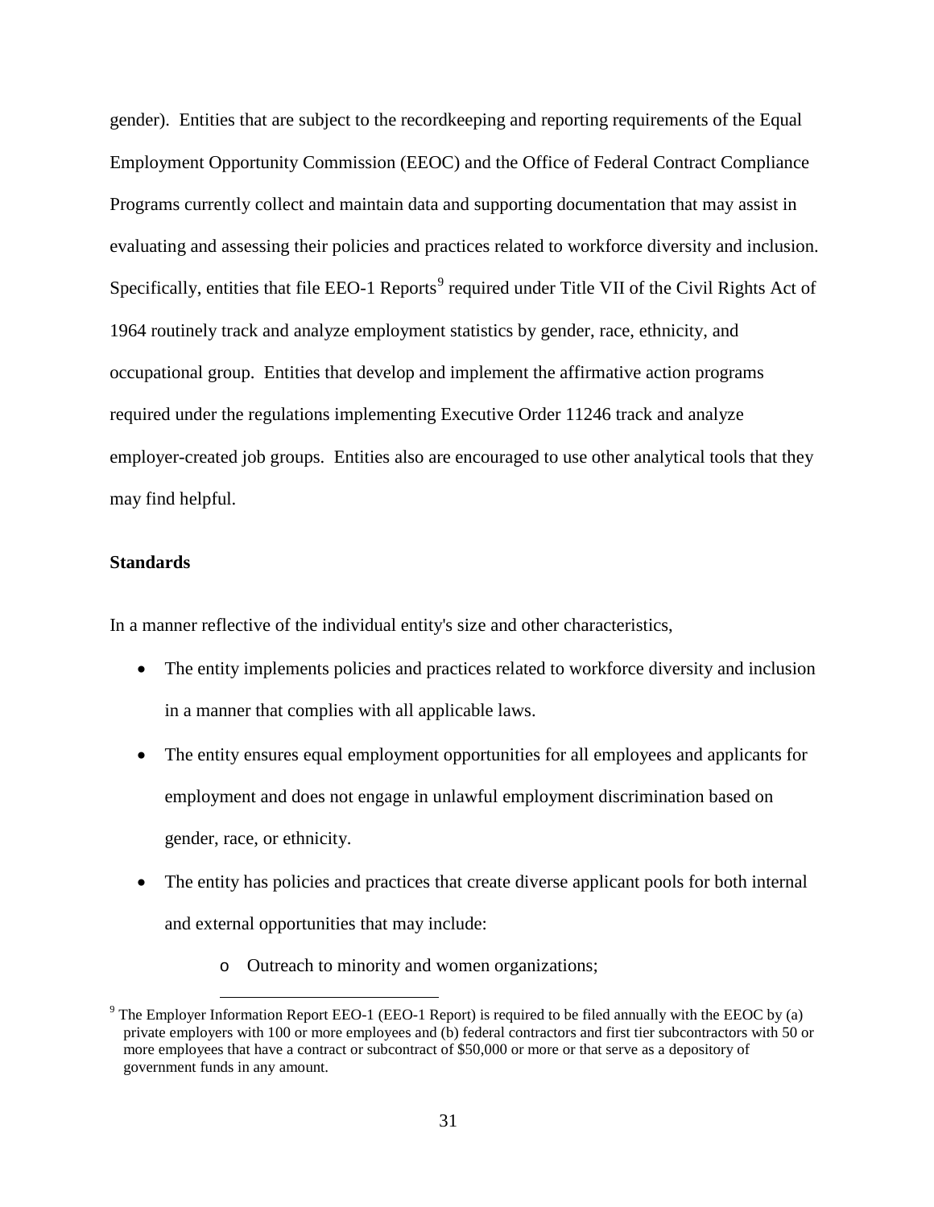gender). Entities that are subject to the recordkeeping and reporting requirements of the Equal Employment Opportunity Commission (EEOC) and the Office of Federal Contract Compliance Programs currently collect and maintain data and supporting documentation that may assist in evaluating and assessing their policies and practices related to workforce diversity and inclusion. Specifically, entities that file EEO-1 Reports[9] required under Title VII of the Civil Rights Act of 1964 routinely track and analyze employment statistics by gender, race, ethnicity, and occupational group. Entities that develop and implement the affirmative action programs required under the regulations implementing Executive Order 11246 track and analyze employer-created job groups. Entities also are encouraged to use other analytical tools that they may find helpful.

**Standards**

In a manner reflective of the individual entity's size and other characteristics,

- The entity implements policies and practices related to workforce diversity and inclusion in a manner that complies with all applicable laws.
- The entity ensures equal employment opportunities for all employees and applicants for employment and does not engage in unlawful employment discrimination based on gender, race, or ethnicity.
- The entity has policies and practices that create diverse applicant pools for both internal and external opportunities that may include:
    - Outreach to minority and women organizations;

[9] The Employer Information Report EEO-1 (EEO-1 Report) is required to be filed annually with the EEOC by (a) private employers with 100 or more employees and (b) federal contractors and first tier subcontractors with 50 or more employees that have a contract or subcontract of $50,000 or more or that serve as a depository of government funds in any amount.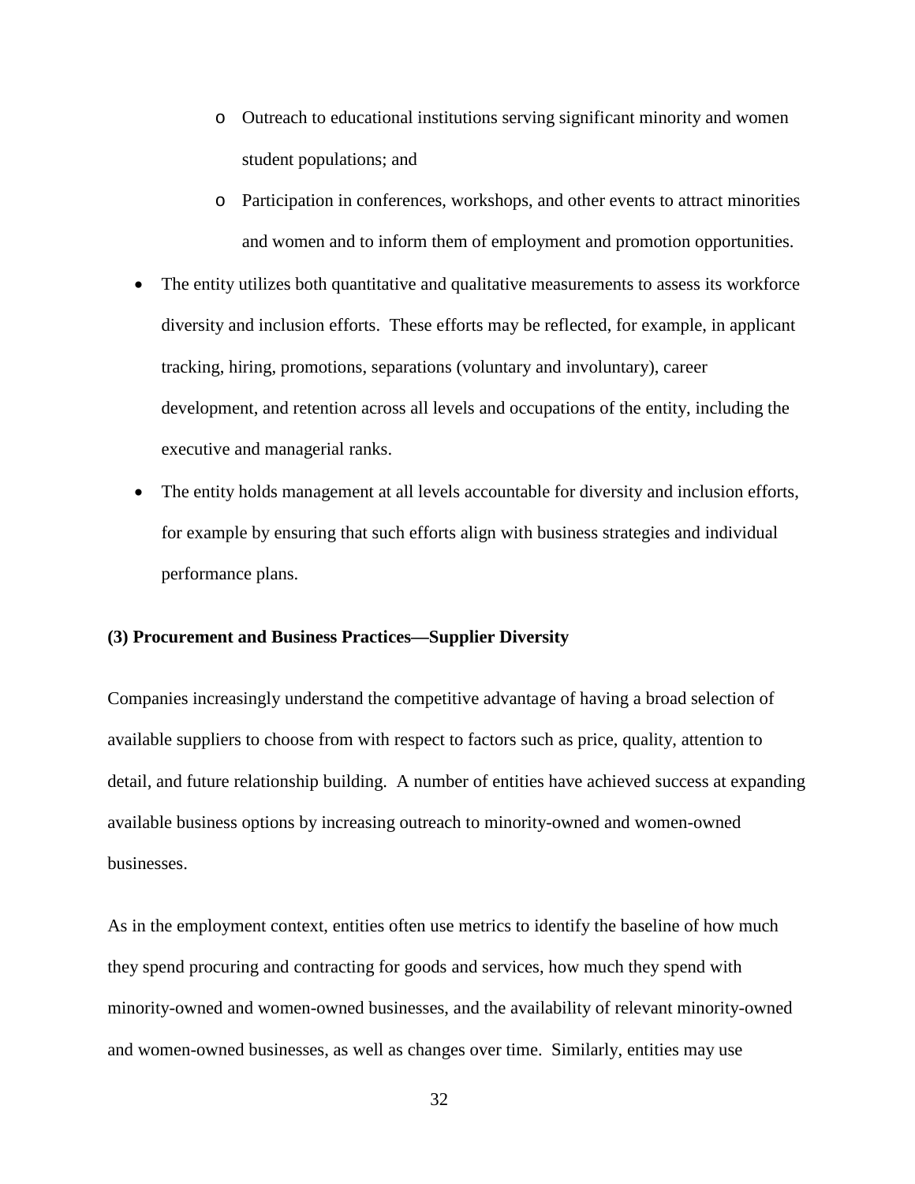- Outreach to educational institutions serving significant minority and women student populations; and
  - Participation in conferences, workshops, and other events to attract minorities and women and to inform them of employment and promotion opportunities.
- The entity utilizes both quantitative and qualitative measurements to assess its workforce diversity and inclusion efforts. These efforts may be reflected, for example, in applicant tracking, hiring, promotions, separations (voluntary and involuntary), career development, and retention across all levels and occupations of the entity, including the executive and managerial ranks.
- The entity holds management at all levels accountable for diversity and inclusion efforts, for example by ensuring that such efforts align with business strategies and individual performance plans.

**(3) Procurement and Business Practices—Supplier Diversity**

Companies increasingly understand the competitive advantage of having a broad selection of available suppliers to choose from with respect to factors such as price, quality, attention to detail, and future relationship building. A number of entities have achieved success at expanding available business options by increasing outreach to minority-owned and women-owned businesses.

As in the employment context, entities often use metrics to identify the baseline of how much they spend procuring and contracting for goods and services, how much they spend with minority-owned and women-owned businesses, and the availability of relevant minority-owned and women-owned businesses, as well as changes over time. Similarly, entities may use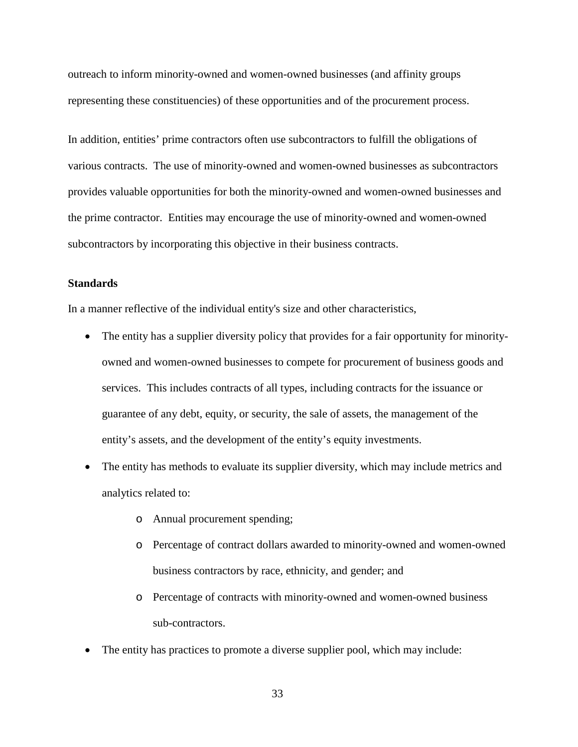outreach to inform minority-owned and women-owned businesses (and affinity groups representing these constituencies) of these opportunities and of the procurement process.

In addition, entities' prime contractors often use subcontractors to fulfill the obligations of various contracts. The use of minority-owned and women-owned businesses as subcontractors provides valuable opportunities for both the minority-owned and women-owned businesses and the prime contractor. Entities may encourage the use of minority-owned and women-owned subcontractors by incorporating this objective in their business contracts.

**Standards**

In a manner reflective of the individual entity's size and other characteristics,

- The entity has a supplier diversity policy that provides for a fair opportunity for minority-owned and women-owned businesses to compete for procurement of business goods and services. This includes contracts of all types, including contracts for the issuance or guarantee of any debt, equity, or security, the sale of assets, the management of the entity's assets, and the development of the entity's equity investments.
- The entity has methods to evaluate its supplier diversity, which may include metrics and analytics related to:
    - Annual procurement spending;
    - Percentage of contract dollars awarded to minority-owned and women-owned business contractors by race, ethnicity, and gender; and
    - Percentage of contracts with minority-owned and women-owned business sub-contractors.
- The entity has practices to promote a diverse supplier pool, which may include: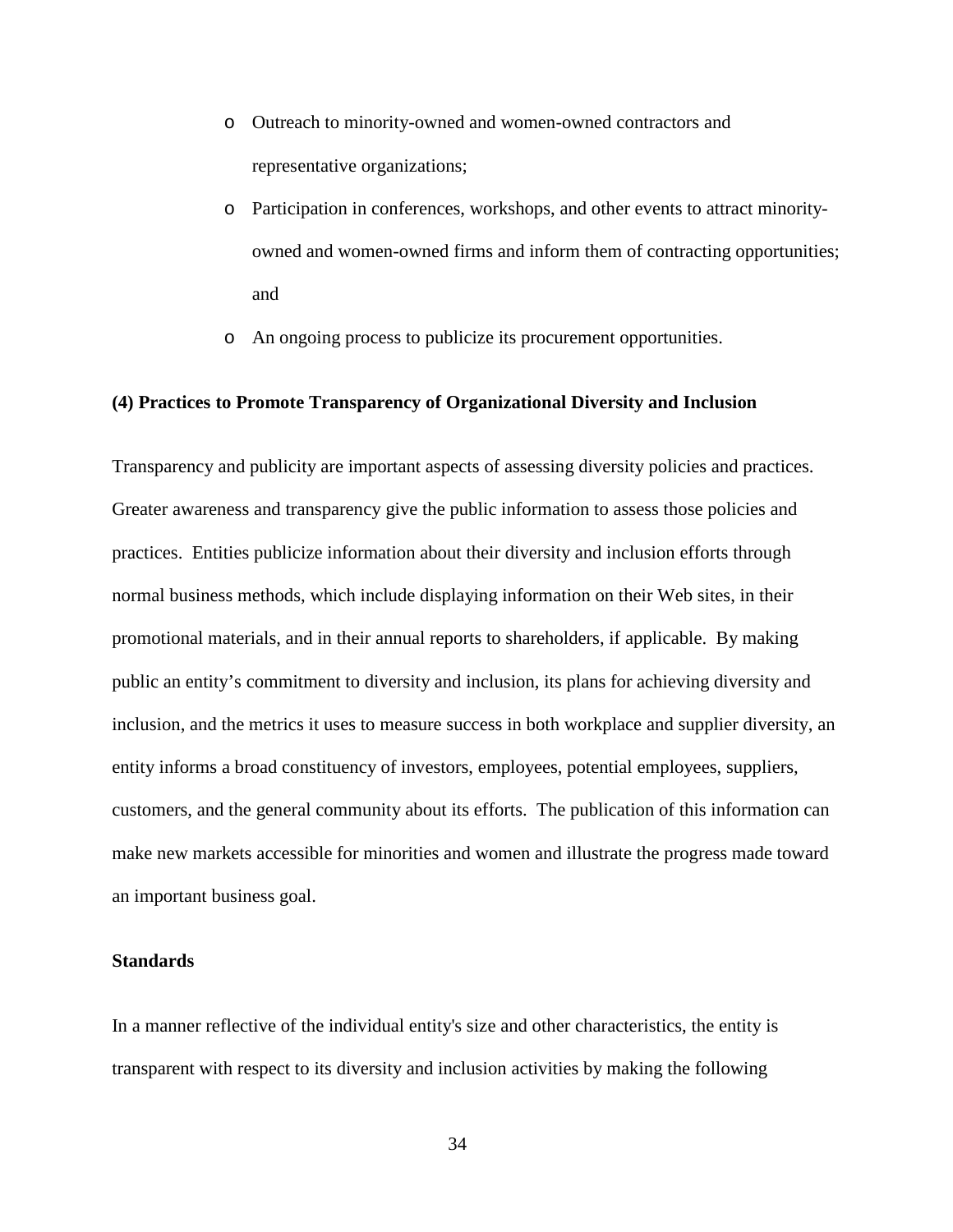- Outreach to minority-owned and women-owned contractors and representative organizations;
- Participation in conferences, workshops, and other events to attract minority-owned and women-owned firms and inform them of contracting opportunities; and
- An ongoing process to publicize its procurement opportunities.

**(4) Practices to Promote Transparency of Organizational Diversity and Inclusion**

Transparency and publicity are important aspects of assessing diversity policies and practices. Greater awareness and transparency give the public information to assess those policies and practices. Entities publicize information about their diversity and inclusion efforts through normal business methods, which include displaying information on their Web sites, in their promotional materials, and in their annual reports to shareholders, if applicable. By making public an entity's commitment to diversity and inclusion, its plans for achieving diversity and inclusion, and the metrics it uses to measure success in both workplace and supplier diversity, an entity informs a broad constituency of investors, employees, potential employees, suppliers, customers, and the general community about its efforts. The publication of this information can make new markets accessible for minorities and women and illustrate the progress made toward an important business goal.

**Standards**

In a manner reflective of the individual entity's size and other characteristics, the entity is transparent with respect to its diversity and inclusion activities by making the following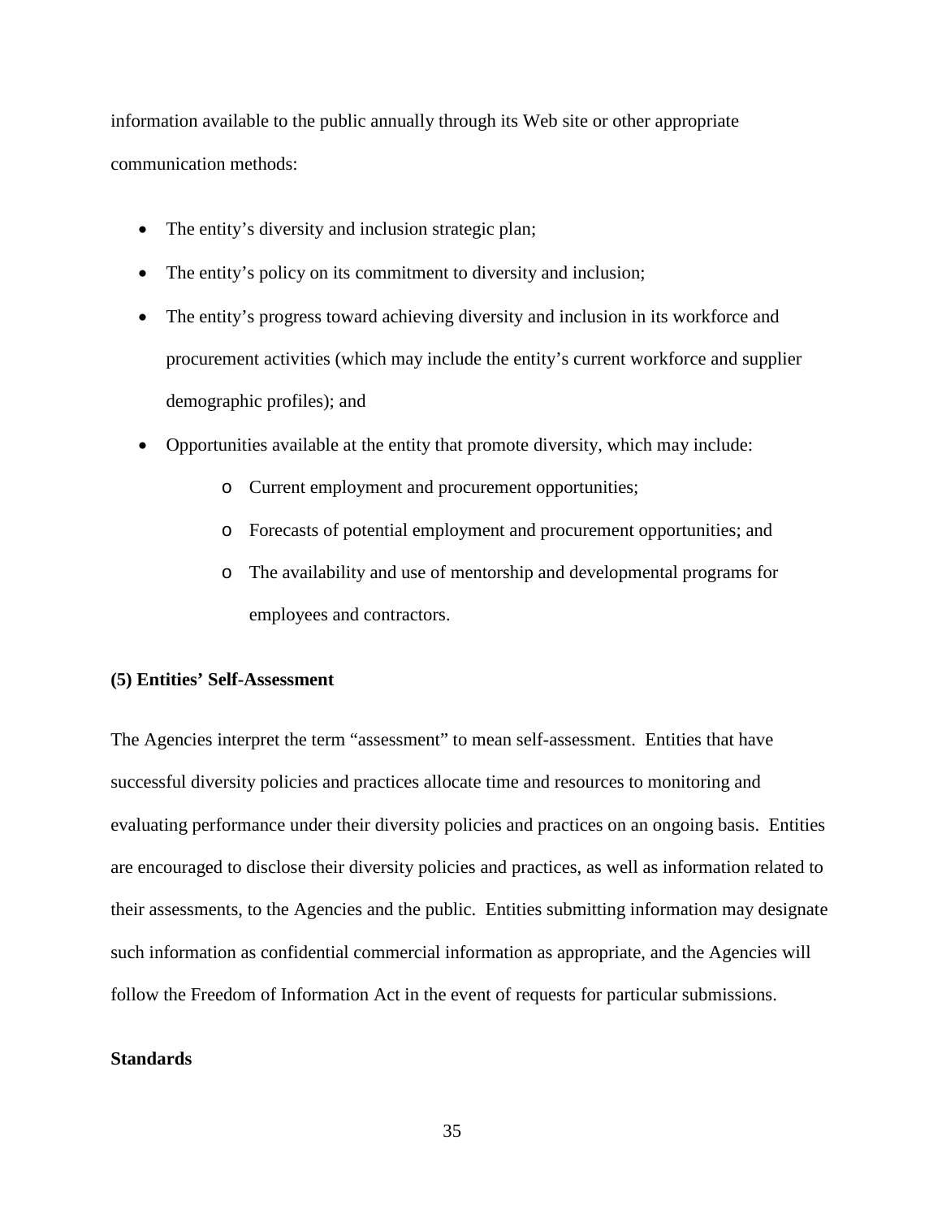information available to the public annually through its Web site or other appropriate communication methods:

- The entity's diversity and inclusion strategic plan;
- The entity's policy on its commitment to diversity and inclusion;
- The entity's progress toward achieving diversity and inclusion in its workforce and procurement activities (which may include the entity's current workforce and supplier demographic profiles); and
- Opportunities available at the entity that promote diversity, which may include:
  - Current employment and procurement opportunities;
  - Forecasts of potential employment and procurement opportunities; and
  - The availability and use of mentorship and developmental programs for employees and contractors.

**(5) Entities' Self-Assessment**

The Agencies interpret the term "assessment" to mean self-assessment. Entities that have successful diversity policies and practices allocate time and resources to monitoring and evaluating performance under their diversity policies and practices on an ongoing basis. Entities are encouraged to disclose their diversity policies and practices, as well as information related to their assessments, to the Agencies and the public. Entities submitting information may designate such information as confidential commercial information as appropriate, and the Agencies will follow the Freedom of Information Act in the event of requests for particular submissions.

**Standards**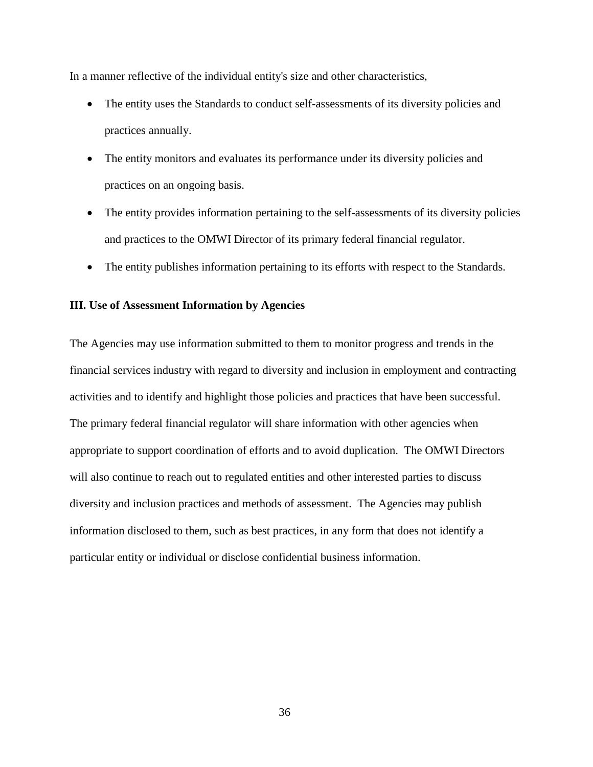In a manner reflective of the individual entity's size and other characteristics,

- The entity uses the Standards to conduct self-assessments of its diversity policies and practices annually.
- The entity monitors and evaluates its performance under its diversity policies and practices on an ongoing basis.
- The entity provides information pertaining to the self-assessments of its diversity policies and practices to the OMWI Director of its primary federal financial regulator.
- The entity publishes information pertaining to its efforts with respect to the Standards.

**III. Use of Assessment Information by Agencies**

The Agencies may use information submitted to them to monitor progress and trends in the financial services industry with regard to diversity and inclusion in employment and contracting activities and to identify and highlight those policies and practices that have been successful. The primary federal financial regulator will share information with other agencies when appropriate to support coordination of efforts and to avoid duplication. The OMWI Directors will also continue to reach out to regulated entities and other interested parties to discuss diversity and inclusion practices and methods of assessment. The Agencies may publish information disclosed to them, such as best practices, in any form that does not identify a particular entity or individual or disclose confidential business information.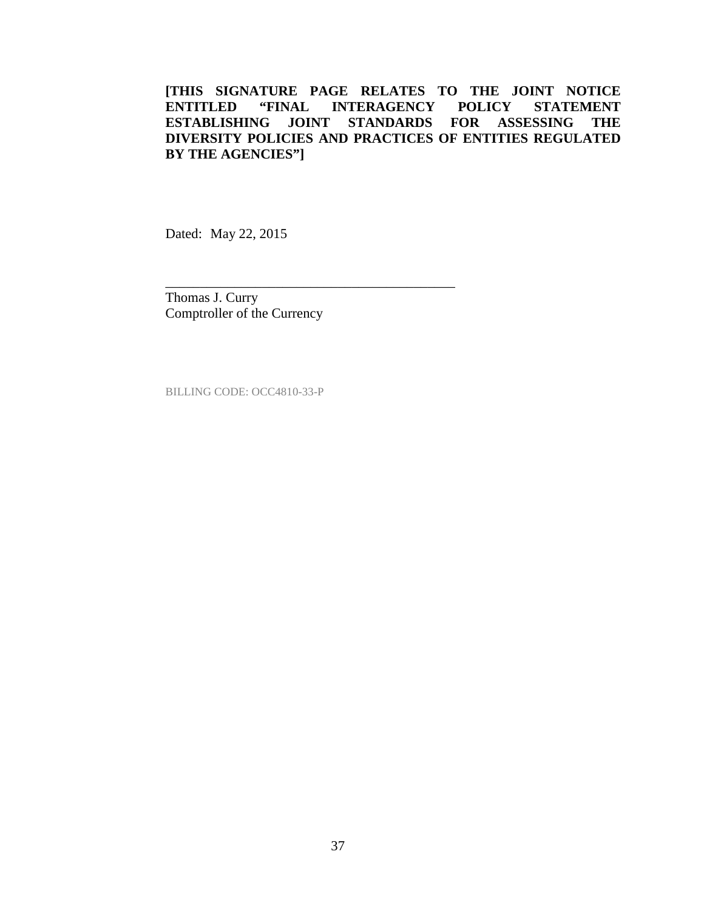**[THIS SIGNATURE PAGE RELATES TO THE JOINT NOTICE ENTITLED "FINAL INTERAGENCY POLICY STATEMENT ESTABLISHING JOINT STANDARDS FOR ASSESSING THE DIVERSITY POLICIES AND PRACTICES OF ENTITIES REGULATED BY THE AGENCIES"]**

Dated: May 22, 2015

\_\_\_\_\_\_\_\_\_\_\_\_\_\_\_\_\_\_\_\_\_\_\_\_\_\_\_\_\_\_\_\_\_\_\_\_\_\_\_\_\_\_

Thomas J. Curry
Comptroller of the Currency

BILLING CODE: OCC4810-33-P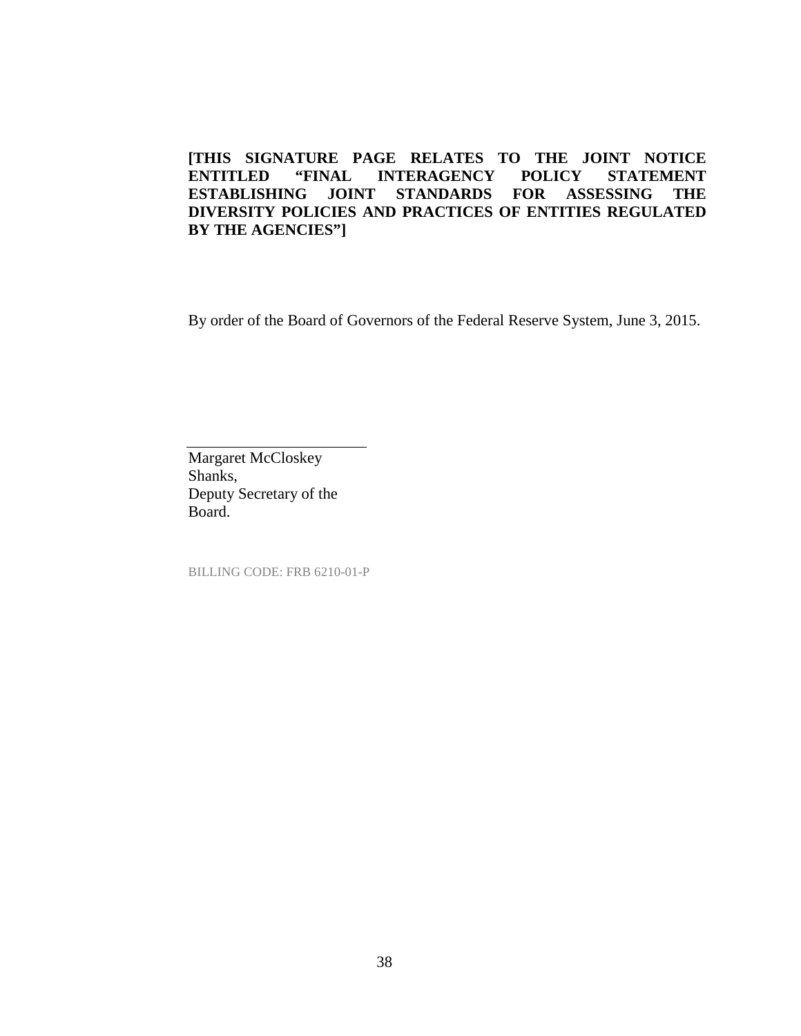**[THIS SIGNATURE PAGE RELATES TO THE JOINT NOTICE ENTITLED "FINAL INTERAGENCY POLICY STATEMENT ESTABLISHING JOINT STANDARDS FOR ASSESSING THE DIVERSITY POLICIES AND PRACTICES OF ENTITIES REGULATED BY THE AGENCIES"]**

By order of the Board of Governors of the Federal Reserve System, June 3, 2015.

Margaret McCloskey Shanks,  
Deputy Secretary of the Board.

BILLING CODE: FRB 6210-01-P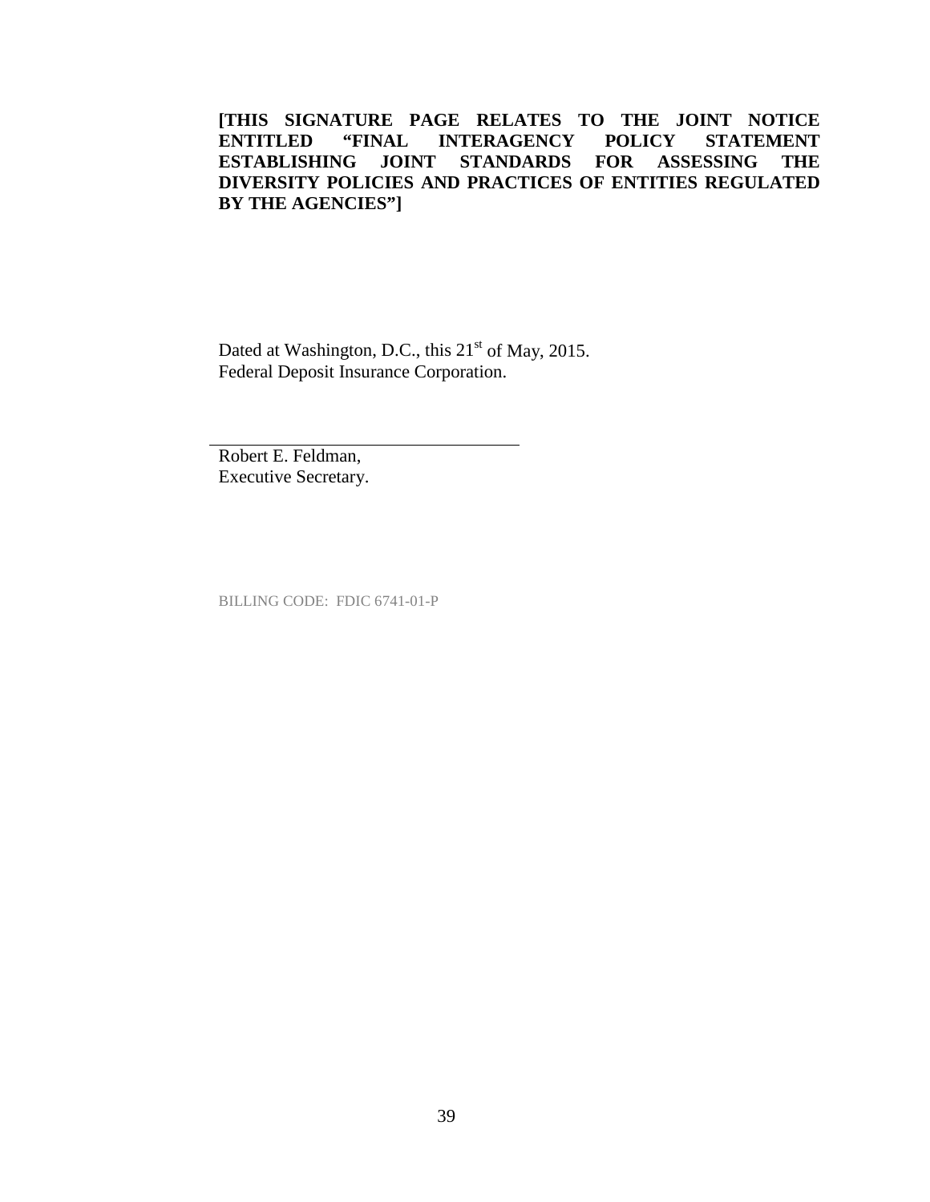**[THIS SIGNATURE PAGE RELATES TO THE JOINT NOTICE ENTITLED "FINAL INTERAGENCY POLICY STATEMENT ESTABLISHING JOINT STANDARDS FOR ASSESSING THE DIVERSITY POLICIES AND PRACTICES OF ENTITIES REGULATED BY THE AGENCIES"]**

Dated at Washington, D.C., this 21st of May, 2015.
Federal Deposit Insurance Corporation.

\_\_\_\_\_\_\_\_\_\_\_\_\_\_\_\_\_\_\_\_\_\_\_\_\_\_\_\_\_\_\_\_\_\_

Robert E. Feldman,
Executive Secretary.

BILLING CODE: FDIC 6741-01-P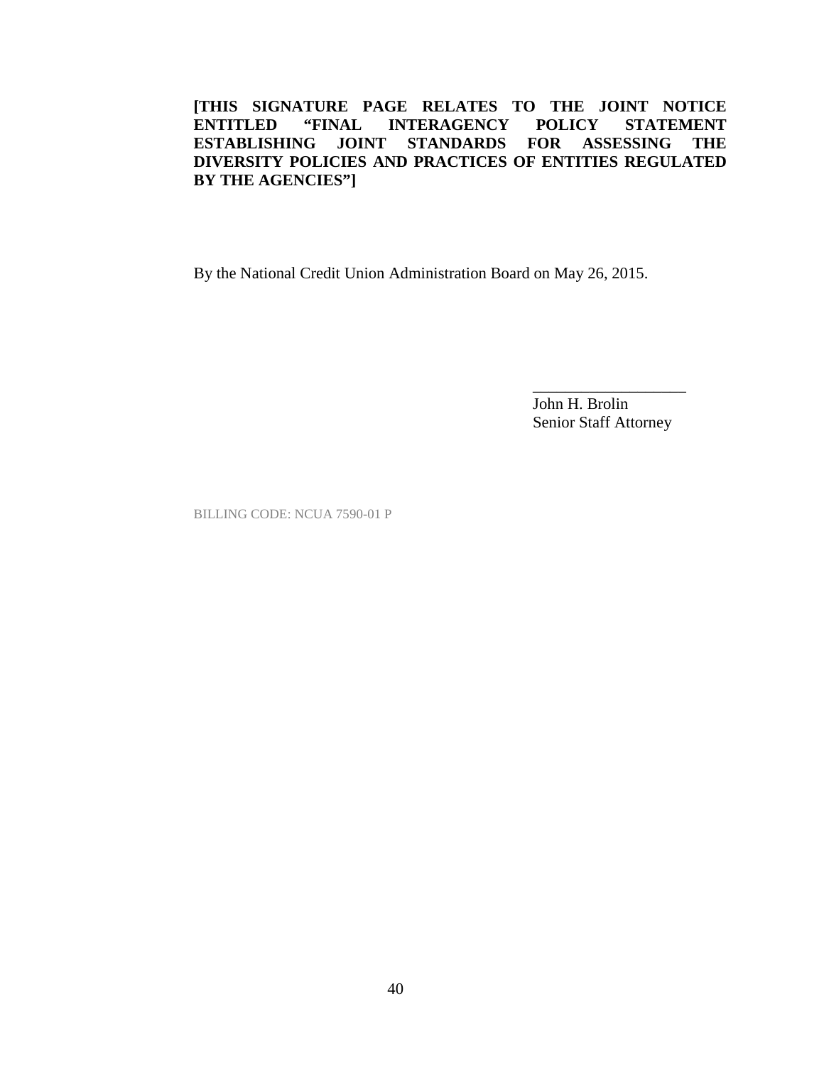**[THIS SIGNATURE PAGE RELATES TO THE JOINT NOTICE ENTITLED "FINAL INTERAGENCY POLICY STATEMENT ESTABLISHING JOINT STANDARDS FOR ASSESSING THE DIVERSITY POLICIES AND PRACTICES OF ENTITIES REGULATED BY THE AGENCIES"]**

By the National Credit Union Administration Board on May 26, 2015.

\_\_\_\_\_\_\_\_\_\_\_\_\_\_\_\_\_\_\_\_

John H. Brolin
Senior Staff Attorney

BILLING CODE: NCUA 7590-01 P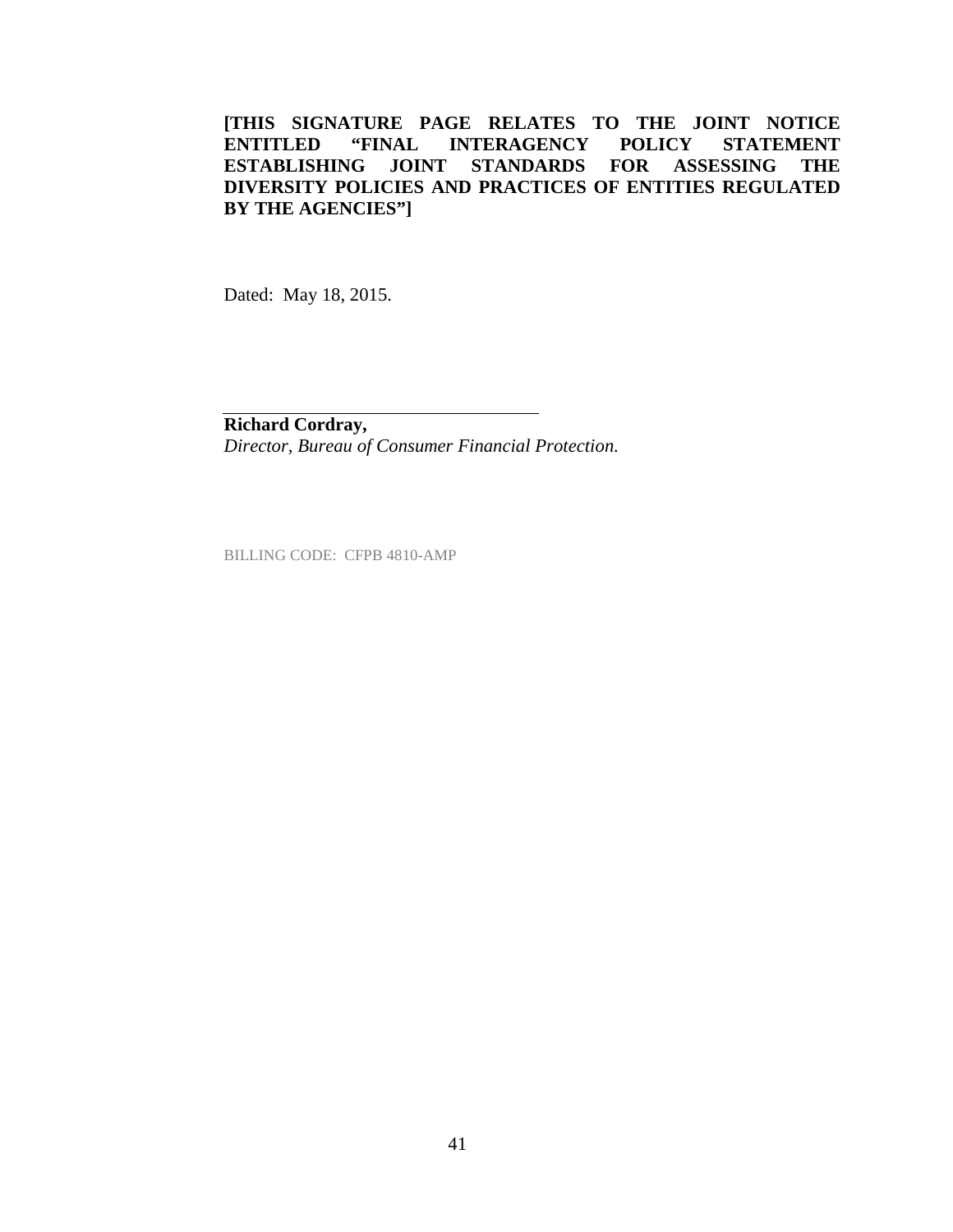**[THIS SIGNATURE PAGE RELATES TO THE JOINT NOTICE ENTITLED "FINAL INTERAGENCY POLICY STATEMENT ESTABLISHING JOINT STANDARDS FOR ASSESSING THE DIVERSITY POLICIES AND PRACTICES OF ENTITIES REGULATED BY THE AGENCIES"]**

Dated: May 18, 2015.

\_\_\_\_\_\_\_\_\_\_\_\_\_\_\_\_\_\_\_\_\_\_\_\_\_\_\_\_\_\_\_\_\_\_\_\_

**Richard Cordray,**
*Director, Bureau of Consumer Financial Protection.*

BILLING CODE: CFPB 4810-AMP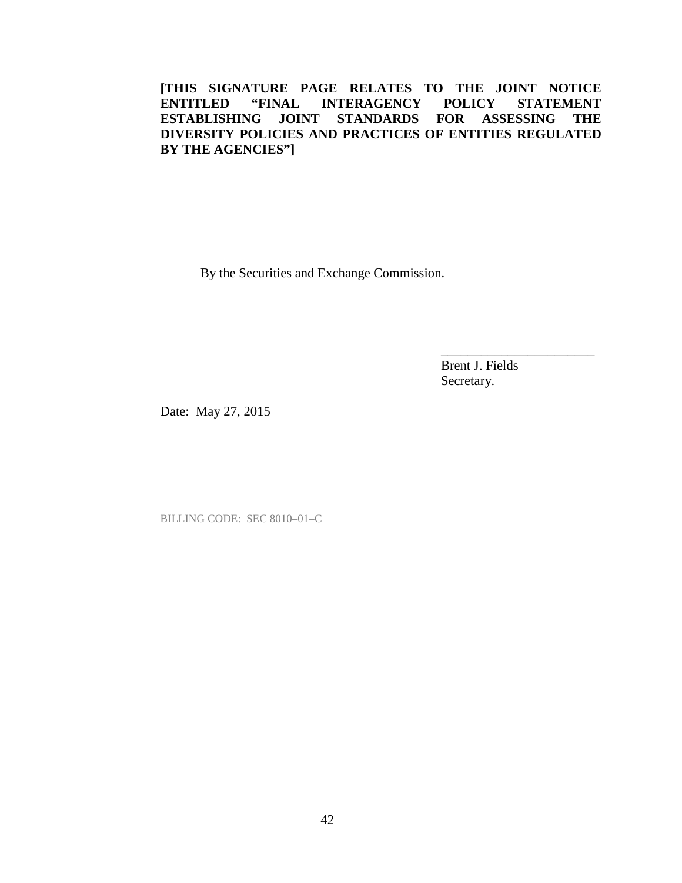**[THIS SIGNATURE PAGE RELATES TO THE JOINT NOTICE ENTITLED "FINAL INTERAGENCY POLICY STATEMENT ESTABLISHING JOINT STANDARDS FOR ASSESSING THE DIVERSITY POLICIES AND PRACTICES OF ENTITIES REGULATED BY THE AGENCIES"]**

By the Securities and Exchange Commission.

\_\_\_\_\_\_\_\_\_\_\_\_\_\_\_\_\_\_\_\_\_\_\_\_

Brent J. Fields
Secretary.

Date: May 27, 2015

BILLING CODE: SEC 8010–01–C